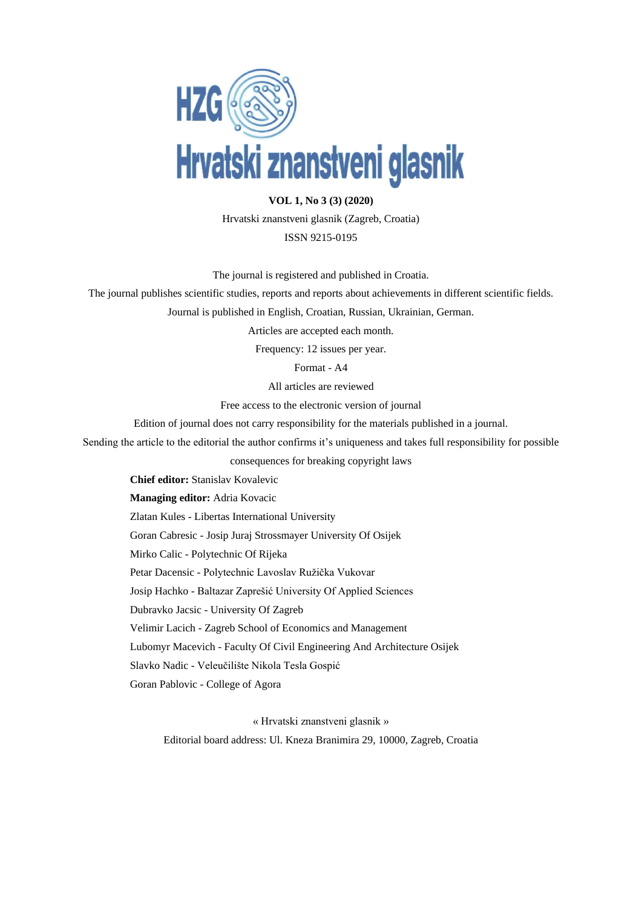# HZG Hrvatski znanstveni glasnik

**VOL 1, No 3 (3) (2020)**

Hrvatski znanstveni glasnik (Zagreb, Croatia)

ISSN 9215-0195

The journal is registered and published in Croatia.

The journal publishes scientific studies, reports and reports about achievements in different scientific fields.

Journal is published in English, Croatian, Russian, Ukrainian, German.

Articles are accepted each month.

Frequency: 12 issues per year.

Format - A4

All articles are reviewed

Free access to the electronic version of journal

Edition of journal does not carry responsibility for the materials published in a journal.

Sending the article to the editorial the author confirms it's uniqueness and takes full responsibility for possible consequences for breaking copyright laws

**Chief editor:** Stanislav Kovalevic

**Managing editor:** Adria Kovacic

Zlatan Kules - Libertas International University

Goran Cabresic - Josip Juraj Strossmayer University Of Osijek

Mirko Calic - Polytechnic Of Rijeka

Petar Dacensic - Polytechnic Lavoslav Ružička Vukovar

Josip Hachko - Baltazar Zaprešić University Of Applied Sciences

Dubravko Jacsic - University Of Zagreb

Velimir Lacich - Zagreb School of Economics and Management

Lubomyr Macevich - Faculty Of Civil Engineering And Architecture Osijek

Slavko Nadic - Veleučilište Nikola Tesla Gospić

Goran Pablovic - College of Agora

« Hrvatski znanstveni glasnik »

Editorial board address: Ul. Kneza Branimira 29, 10000, Zagreb, Croatia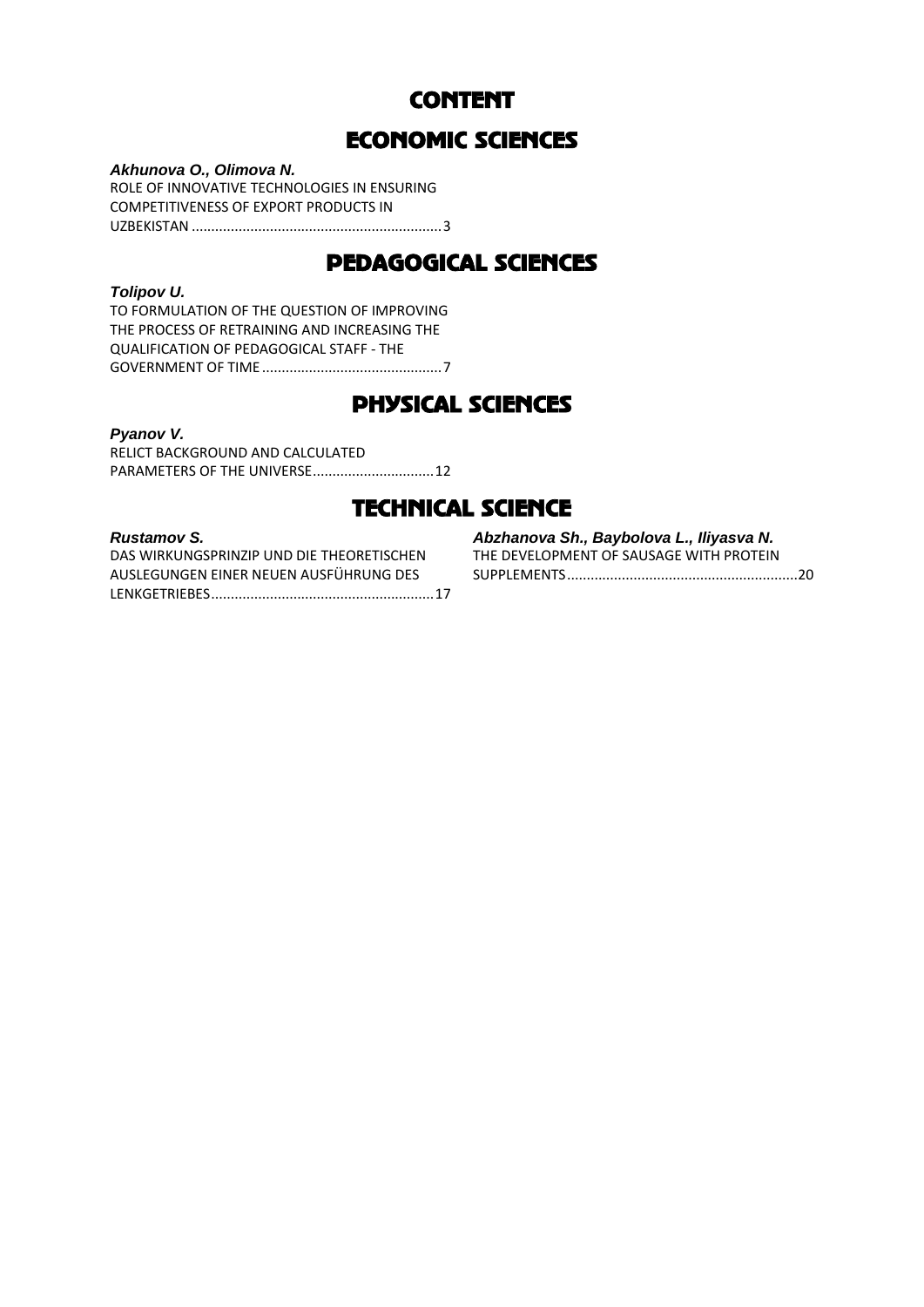# CONTENT

## ECONOMIC SCIENCES

***Akhunova O., Olimova N.***
ROLE OF INNOVATIVE TECHNOLOGIES IN ENSURING COMPETITIVENESS OF EXPORT PRODUCTS IN UZBEKISTAN ................................................................3

## PEDAGOGICAL SCIENCES

***Tolipov U.***
TO FORMULATION OF THE QUESTION OF IMPROVING THE PROCESS OF RETRAINING AND INCREASING THE QUALIFICATION OF PEDAGOGICAL STAFF - THE GOVERNMENT OF TIME.............................................7

## PHYSICAL SCIENCES

***Pyanov V.***
RELICT BACKGROUND AND CALCULATED PARAMETERS OF THE UNIVERSE...............................12

## TECHNICAL SCIENCE

***Rustamov S.***
DAS WIRKUNGSPRINZIP UND DIE THEORETISCHEN AUSLEGUNGEN EINER NEUEN AUSFÜHRUNG DES LENKGETRIEBES.........................................................17

***Abzhanova Sh., Baybolova L., Iliyasva N.***
THE DEVELOPMENT OF SAUSAGE WITH PROTEIN SUPPLEMENTS...........................................................20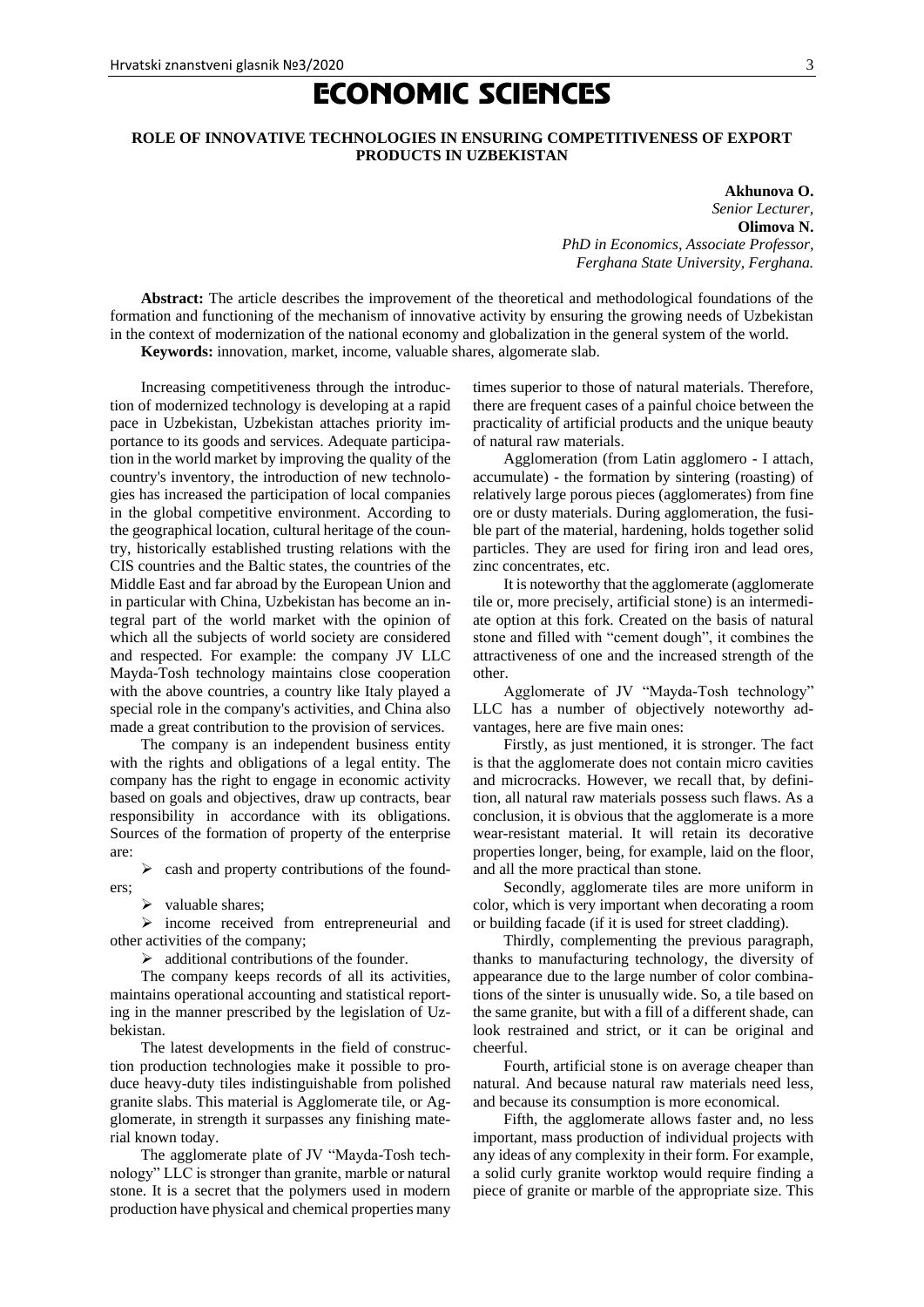# ECONOMIC SCIENCES

## ROLE OF INNOVATIVE TECHNOLOGIES IN ENSURING COMPETITIVENESS OF EXPORT PRODUCTS IN UZBEKISTAN

**Akhunova O.**
*Senior Lecturer,*
**Olimova N.**
*PhD in Economics, Associate Professor,*
*Ferghana State University, Ferghana.*

**Abstract:** The article describes the improvement of the theoretical and methodological foundations of the formation and functioning of the mechanism of innovative activity by ensuring the growing needs of Uzbekistan in the context of modernization of the national economy and globalization in the general system of the world.

**Keywords:** innovation, market, income, valuable shares, algomerate slab.

Increasing competitiveness through the introduction of modernized technology is developing at a rapid pace in Uzbekistan, Uzbekistan attaches priority importance to its goods and services. Adequate participation in the world market by improving the quality of the country's inventory, the introduction of new technologies has increased the participation of local companies in the global competitive environment. According to the geographical location, cultural heritage of the country, historically established trusting relations with the CIS countries and the Baltic states, the countries of the Middle East and far abroad by the European Union and in particular with China, Uzbekistan has become an integral part of the world market with the opinion of which all the subjects of world society are considered and respected. For example: the company JV LLC Mayda-Tosh technology maintains close cooperation with the above countries, a country like Italy played a special role in the company's activities, and China also made a great contribution to the provision of services.

The company is an independent business entity with the rights and obligations of a legal entity. The company has the right to engage in economic activity based on goals and objectives, draw up contracts, bear responsibility in accordance with its obligations. Sources of the formation of property of the enterprise are:

- cash and property contributions of the founders;
- valuable shares;
- income received from entrepreneurial and other activities of the company;
- additional contributions of the founder.

The company keeps records of all its activities, maintains operational accounting and statistical reporting in the manner prescribed by the legislation of Uzbekistan.

The latest developments in the field of construction production technologies make it possible to produce heavy-duty tiles indistinguishable from polished granite slabs. This material is Agglomerate tile, or Agglomerate, in strength it surpasses any finishing material known today.

The agglomerate plate of JV "Mayda-Tosh technology" LLC is stronger than granite, marble or natural stone. It is a secret that the polymers used in modern production have physical and chemical properties many times superior to those of natural materials. Therefore, there are frequent cases of a painful choice between the practicality of artificial products and the unique beauty of natural raw materials.

Agglomeration (from Latin agglomero - I attach, accumulate) - the formation by sintering (roasting) of relatively large porous pieces (agglomerates) from fine ore or dusty materials. During agglomeration, the fusible part of the material, hardening, holds together solid particles. They are used for firing iron and lead ores, zinc concentrates, etc.

It is noteworthy that the agglomerate (agglomerate tile or, more precisely, artificial stone) is an intermediate option at this fork. Created on the basis of natural stone and filled with "cement dough", it combines the attractiveness of one and the increased strength of the other.

Agglomerate of JV "Mayda-Tosh technology" LLC has a number of objectively noteworthy advantages, here are five main ones:

Firstly, as just mentioned, it is stronger. The fact is that the agglomerate does not contain micro cavities and microcracks. However, we recall that, by definition, all natural raw materials possess such flaws. As a conclusion, it is obvious that the agglomerate is a more wear-resistant material. It will retain its decorative properties longer, being, for example, laid on the floor, and all the more practical than stone.

Secondly, agglomerate tiles are more uniform in color, which is very important when decorating a room or building facade (if it is used for street cladding).

Thirdly, complementing the previous paragraph, thanks to manufacturing technology, the diversity of appearance due to the large number of color combinations of the sinter is unusually wide. So, a tile based on the same granite, but with a fill of a different shade, can look restrained and strict, or it can be original and cheerful.

Fourth, artificial stone is on average cheaper than natural. And because natural raw materials need less, and because its consumption is more economical.

Fifth, the agglomerate allows faster and, no less important, mass production of individual projects with any ideas of any complexity in their form. For example, a solid curly granite worktop would require finding a piece of granite or marble of the appropriate size. This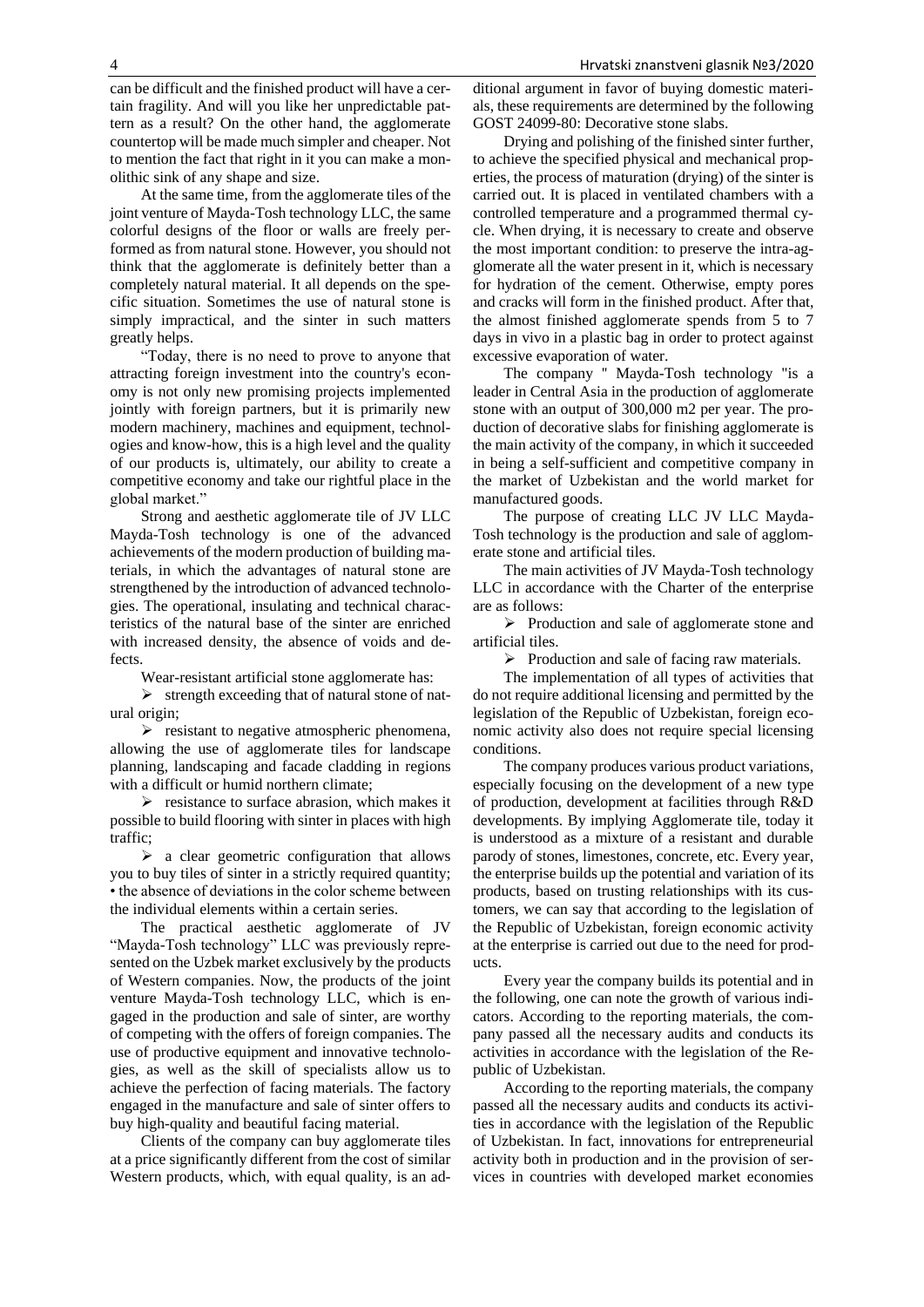can be difficult and the finished product will have a certain fragility. And will you like her unpredictable pattern as a result? On the other hand, the agglomerate countertop will be made much simpler and cheaper. Not to mention the fact that right in it you can make a monolithic sink of any shape and size.

At the same time, from the agglomerate tiles of the joint venture of Mayda-Tosh technology LLC, the same colorful designs of the floor or walls are freely performed as from natural stone. However, you should not think that the agglomerate is definitely better than a completely natural material. It all depends on the specific situation. Sometimes the use of natural stone is simply impractical, and the sinter in such matters greatly helps.

"Today, there is no need to prove to anyone that attracting foreign investment into the country's economy is not only new promising projects implemented jointly with foreign partners, but it is primarily new modern machinery, machines and equipment, technologies and know-how, this is a high level and the quality of our products is, ultimately, our ability to create a competitive economy and take our rightful place in the global market."

Strong and aesthetic agglomerate tile of JV LLC Mayda-Tosh technology is one of the advanced achievements of the modern production of building materials, in which the advantages of natural stone are strengthened by the introduction of advanced technologies. The operational, insulating and technical characteristics of the natural base of the sinter are enriched with increased density, the absence of voids and defects.

Wear-resistant artificial stone agglomerate has:

- strength exceeding that of natural stone of natural origin;
- resistant to negative atmospheric phenomena, allowing the use of agglomerate tiles for landscape planning, landscaping and facade cladding in regions with a difficult or humid northern climate;
- resistance to surface abrasion, which makes it possible to build flooring with sinter in places with high traffic;
- a clear geometric configuration that allows you to buy tiles of sinter in a strictly required quantity; • the absence of deviations in the color scheme between the individual elements within a certain series.

The practical aesthetic agglomerate of JV "Mayda-Tosh technology" LLC was previously represented on the Uzbek market exclusively by the products of Western companies. Now, the products of the joint venture Mayda-Tosh technology LLC, which is engaged in the production and sale of sinter, are worthy of competing with the offers of foreign companies. The use of productive equipment and innovative technologies, as well as the skill of specialists allow us to achieve the perfection of facing materials. The factory engaged in the manufacture and sale of sinter offers to buy high-quality and beautiful facing material.

Clients of the company can buy agglomerate tiles at a price significantly different from the cost of similar Western products, which, with equal quality, is an additional argument in favor of buying domestic materials, these requirements are determined by the following GOST 24099-80: Decorative stone slabs.

Drying and polishing of the finished sinter further, to achieve the specified physical and mechanical properties, the process of maturation (drying) of the sinter is carried out. It is placed in ventilated chambers with a controlled temperature and a programmed thermal cycle. When drying, it is necessary to create and observe the most important condition: to preserve the intra-agglomerate all the water present in it, which is necessary for hydration of the cement. Otherwise, empty pores and cracks will form in the finished product. After that, the almost finished agglomerate spends from 5 to 7 days in vivo in a plastic bag in order to protect against excessive evaporation of water.

The company " Mayda-Tosh technology "is a leader in Central Asia in the production of agglomerate stone with an output of 300,000 m2 per year. The production of decorative slabs for finishing agglomerate is the main activity of the company, in which it succeeded in being a self-sufficient and competitive company in the market of Uzbekistan and the world market for manufactured goods.

The purpose of creating LLC JV LLC Mayda-Tosh technology is the production and sale of agglomerate stone and artificial tiles.

The main activities of JV Mayda-Tosh technology LLC in accordance with the Charter of the enterprise are as follows:

- Production and sale of agglomerate stone and artificial tiles.
- Production and sale of facing raw materials.

The implementation of all types of activities that do not require additional licensing and permitted by the legislation of the Republic of Uzbekistan, foreign economic activity also does not require special licensing conditions.

The company produces various product variations, especially focusing on the development of a new type of production, development at facilities through R&D developments. By implying Agglomerate tile, today it is understood as a mixture of a resistant and durable parody of stones, limestones, concrete, etc. Every year, the enterprise builds up the potential and variation of its products, based on trusting relationships with its customers, we can say that according to the legislation of the Republic of Uzbekistan, foreign economic activity at the enterprise is carried out due to the need for products.

Every year the company builds its potential and in the following, one can note the growth of various indicators. According to the reporting materials, the company passed all the necessary audits and conducts its activities in accordance with the legislation of the Republic of Uzbekistan.

According to the reporting materials, the company passed all the necessary audits and conducts its activities in accordance with the legislation of the Republic of Uzbekistan. In fact, innovations for entrepreneurial activity both in production and in the provision of services in countries with developed market economies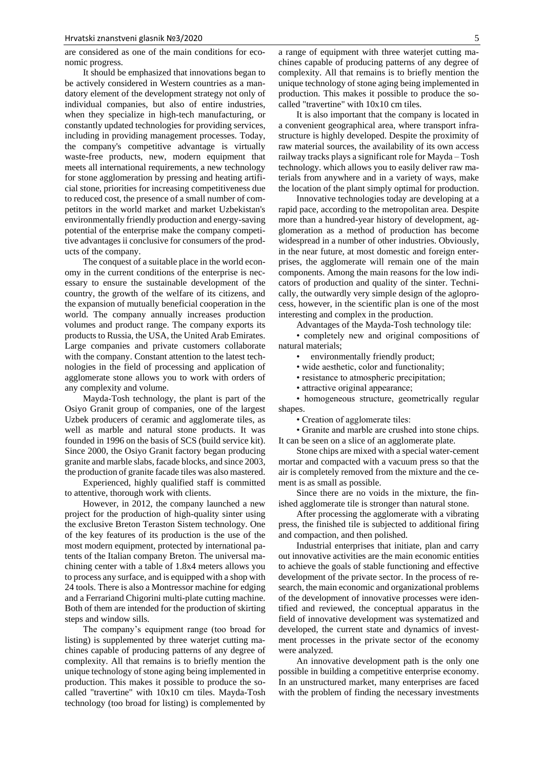are considered as one of the main conditions for economic progress.

It should be emphasized that innovations began to be actively considered in Western countries as a mandatory element of the development strategy not only of individual companies, but also of entire industries, when they specialize in high-tech manufacturing, or constantly updated technologies for providing services, including in providing management processes. Today, the company's competitive advantage is virtually waste-free products, new, modern equipment that meets all international requirements, a new technology for stone agglomeration by pressing and heating artificial stone, priorities for increasing competitiveness due to reduced cost, the presence of a small number of competitors in the world market and market Uzbekistan's environmentally friendly production and energy-saving potential of the enterprise make the company competitive advantages ii conclusive for consumers of the products of the company.

The conquest of a suitable place in the world economy in the current conditions of the enterprise is necessary to ensure the sustainable development of the country, the growth of the welfare of its citizens, and the expansion of mutually beneficial cooperation in the world. The company annually increases production volumes and product range. The company exports its products to Russia, the USA, the United Arab Emirates. Large companies and private customers collaborate with the company. Constant attention to the latest technologies in the field of processing and application of agglomerate stone allows you to work with orders of any complexity and volume.

Mayda-Tosh technology, the plant is part of the Osiyo Granit group of companies, one of the largest Uzbek producers of ceramic and agglomerate tiles, as well as marble and natural stone products. It was founded in 1996 on the basis of SCS (build service kit). Since 2000, the Osiyo Granit factory began producing granite and marble slabs, facade blocks, and since 2003, the production of granite facade tiles was also mastered.

Experienced, highly qualified staff is committed to attentive, thorough work with clients.

However, in 2012, the company launched a new project for the production of high-quality sinter using the exclusive Breton Teraston Sistem technology. One of the key features of its production is the use of the most modern equipment, protected by international patents of the Italian company Breton. The universal machining center with a table of 1.8x4 meters allows you to process any surface, and is equipped with a shop with 24 tools. There is also a Montressor machine for edging and a Ferrariand Chigorini multi-plate cutting machine. Both of them are intended for the production of skirting steps and window sills.

The company's equipment range (too broad for listing) is supplemented by three waterjet cutting machines capable of producing patterns of any degree of complexity. All that remains is to briefly mention the unique technology of stone aging being implemented in production. This makes it possible to produce the so-called "travertine" with 10x10 cm tiles. Mayda-Tosh technology (too broad for listing) is complemented by a range of equipment with three waterjet cutting machines capable of producing patterns of any degree of complexity. All that remains is to briefly mention the unique technology of stone aging being implemented in production. This makes it possible to produce the so-called "travertine" with 10x10 cm tiles.

It is also important that the company is located in a convenient geographical area, where transport infrastructure is highly developed. Despite the proximity of raw material sources, the availability of its own access railway tracks plays a significant role for Mayda – Tosh technology. which allows you to easily deliver raw materials from anywhere and in a variety of ways, make the location of the plant simply optimal for production.

Innovative technologies today are developing at a rapid pace, according to the metropolitan area. Despite more than a hundred-year history of development, agglomeration as a method of production has become widespread in a number of other industries. Obviously, in the near future, at most domestic and foreign enterprises, the agglomerate will remain one of the main components. Among the main reasons for the low indicators of production and quality of the sinter. Technically, the outwardly very simple design of the aglopro­cess, however, in the scientific plan is one of the most interesting and complex in the production.

Advantages of the Mayda-Tosh technology tile:

- completely new and original compositions of natural materials;
- environmentally friendly product;
- wide aesthetic, color and functionality;
- resistance to atmospheric precipitation;
- attractive original appearance;
- homogeneous structure, geometrically regular shapes.
- Creation of agglomerate tiles:
- Granite and marble are crushed into stone chips. It can be seen on a slice of an agglomerate plate.

Stone chips are mixed with a special water-cement mortar and compacted with a vacuum press so that the air is completely removed from the mixture and the cement is as small as possible.

Since there are no voids in the mixture, the finished agglomerate tile is stronger than natural stone.

After processing the agglomerate with a vibrating press, the finished tile is subjected to additional firing and compaction, and then polished.

Industrial enterprises that initiate, plan and carry out innovative activities are the main economic entities to achieve the goals of stable functioning and effective development of the private sector. In the process of research, the main economic and organizational problems of the development of innovative processes were identified and reviewed, the conceptual apparatus in the field of innovative development was systematized and developed, the current state and dynamics of investment processes in the private sector of the economy were analyzed.

An innovative development path is the only one possible in building a competitive enterprise economy. In an unstructured market, many enterprises are faced with the problem of finding the necessary investments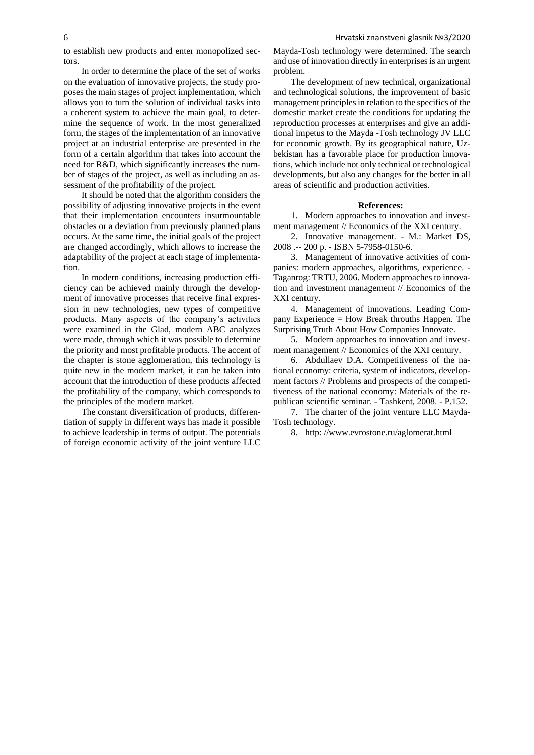to establish new products and enter monopolized sectors.

In order to determine the place of the set of works on the evaluation of innovative projects, the study proposes the main stages of project implementation, which allows you to turn the solution of individual tasks into a coherent system to achieve the main goal, to determine the sequence of work. In the most generalized form, the stages of the implementation of an innovative project at an industrial enterprise are presented in the form of a certain algorithm that takes into account the need for R&D, which significantly increases the number of stages of the project, as well as including an assessment of the profitability of the project.

It should be noted that the algorithm considers the possibility of adjusting innovative projects in the event that their implementation encounters insurmountable obstacles or a deviation from previously planned plans occurs. At the same time, the initial goals of the project are changed accordingly, which allows to increase the adaptability of the project at each stage of implementation.

In modern conditions, increasing production efficiency can be achieved mainly through the development of innovative processes that receive final expression in new technologies, new types of competitive products. Many aspects of the company's activities were examined in the Glad, modern ABC analyzes were made, through which it was possible to determine the priority and most profitable products. The accent of the chapter is stone agglomeration, this technology is quite new in the modern market, it can be taken into account that the introduction of these products affected the profitability of the company, which corresponds to the principles of the modern market.

The constant diversification of products, differentiation of supply in different ways has made it possible to achieve leadership in terms of output. The potentials of foreign economic activity of the joint venture LLC Mayda-Tosh technology were determined. The search and use of innovation directly in enterprises is an urgent problem.

The development of new technical, organizational and technological solutions, the improvement of basic management principles in relation to the specifics of the domestic market create the conditions for updating the reproduction processes at enterprises and give an additional impetus to the Mayda -Tosh technology JV LLC for economic growth. By its geographical nature, Uzbekistan has a favorable place for production innovations, which include not only technical or technological developments, but also any changes for the better in all areas of scientific and production activities.

**References:**

1. Modern approaches to innovation and investment management // Economics of the XXI century.
2. Innovative management. - M.: Market DS, 2008 .-- 200 p. - ISBN 5-7958-0150-6.
3. Management of innovative activities of companies: modern approaches, algorithms, experience. - Taganrog: TRTU, 2006. Modern approaches to innovation and investment management // Economics of the XXI century.
4. Management of innovations. Leading Company Experience = How Break throuths Happen. The Surprising Truth About How Companies Innovate.
5. Modern approaches to innovation and investment management // Economics of the XXI century.
6. Abdullaev D.A. Competitiveness of the national economy: criteria, system of indicators, development factors // Problems and prospects of the competitiveness of the national economy: Materials of the republican scientific seminar. - Tashkent, 2008. - P.152.
7. The charter of the joint venture LLC Mayda-Tosh technology.
8. http: //www.evrostone.ru/aglomerat.html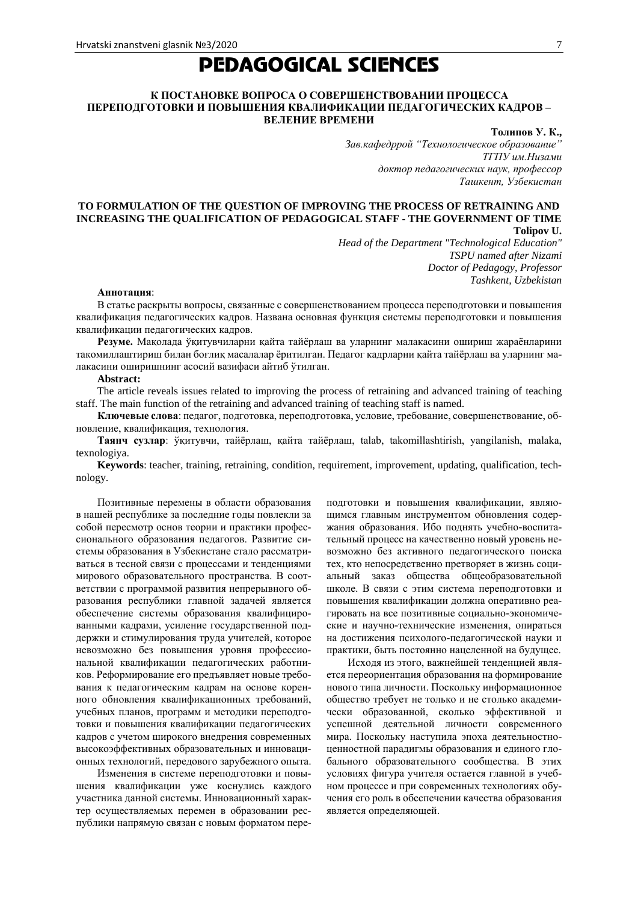# PEDAGOGICAL SCIENCES

## К ПОСТАНОВКЕ ВОПРОСА О СОВЕРШЕНСТВОВАНИИ ПРОЦЕССА ПЕРЕПОДГОТОВКИ И ПОВЫШЕНИЯ КВАЛИФИКАЦИИ ПЕДАГОГИЧЕСКИХ КАДРОВ – ВЕЛЕНИЕ ВРЕМЕНИ

**Толипов У. К.,**
*Зав.кафедррой "Технологическое образование"*
*ТГПУ им.Низами*
*доктор педагогических наук, профессор*
*Ташкент, Узбекистан*

## TO FORMULATION OF THE QUESTION OF IMPROVING THE PROCESS OF RETRAINING AND INCREASING THE QUALIFICATION OF PEDAGOGICAL STAFF - THE GOVERNMENT OF TIME

**Tolipov U.**
*Head of the Department "Technological Education"*
*TSPU named after Nizami*
*Doctor of Pedagogy, Professor*
*Tashkent, Uzbekistan*

**Аннотация**:

В статье раскрыты вопросы, связанные с совершенствованием процесса переподготовки и повышения квалификация педагогических кадров. Названа основная функция системы переподготовки и повышения квалификации педагогических кадров.

**Резуме.** Мақолада ўқитувчиларни қайта тайёрлаш ва уларнинг малакасини ошириш жараёнларини такомиллаштириш билан боғлиқ масалалар ёритилган. Педагог кадрларни қайта тайёрлаш ва уларнинг малакасини оширишнинг асосий вазифаси айтиб ўтилган.

**Abstract:**

The article reveals issues related to improving the process of retraining and advanced training of teaching staff. The main function of the retraining and advanced training of teaching staff is named.

**Ключевые слова**: педагог, подготовка, переподготовка, условие, требование, совершенствование, обновление, квалификация, технология.

**Таянч сузлар**: ўқитувчи, тайёрлаш, қайта тайёрлаш, talab, takomillashtirish, yangilanish, malaka, texnologiya.

**Keywords**: teacher, training, retraining, condition, requirement, improvement, updating, qualification, technology.

Позитивные перемены в области образования в нашей республике за последние годы повлекли за собой пересмотр основ теории и практики профессионального образования педагогов. Развитие системы образования в Узбекистане стало рассматриваться в тесной связи с процессами и тенденциями мирового образовательного пространства. В соответствии с программой развития непрерывного образования республики главной задачей является обеспечение системы образования квалифицированными кадрами, усиление государственной поддержки и стимулирования труда учителей, которое невозможно без повышения уровня профессиональной квалификации педагогических работников. Реформирование его предъявляет новые требования к педагогическим кадрам на основе коренного обновления квалификационных требований, учебных планов, программ и методики переподготовки и повышения квалификации педагогических кадров с учетом широкого внедрения современных высокоэффективных образовательных и инновационных технологий, передового зарубежного опыта.

Изменения в системе переподготовки и повышения квалификации уже коснулись каждого участника данной системы. Инновационный характер осуществляемых перемен в образовании республики напрямую связан с новым форматом переподготовки и повышения квалификации, являющимся главным инструментом обновления содержания образования. Ибо поднять учебно-воспитательный процесс на качественно новый уровень невозможно без активного педагогического поиска тех, кто непосредственно претворяет в жизнь социальный заказ общества общеобразовательной школе. В связи с этим система переподготовки и повышения квалификации должна оперативно реагировать на все позитивные социально-экономические и научно-технические изменения, опираться на достижения психолого-педагогической науки и практики, быть постоянно нацеленной на будущее.

Исходя из этого, важнейшей тенденцией является переориентация образования на формирование нового типа личности. Поскольку информационное общество требует не только и не столько академически образованной, сколько эффективной и успешной деятельной личности современного мира. Поскольку наступила эпоха деятельностно-ценностной парадигмы образования и единого глобального образовательного сообщества. В этих условиях фигура учителя остается главной в учебном процессе и при современных технологиях обучения его роль в обеспечении качества образования является определяющей.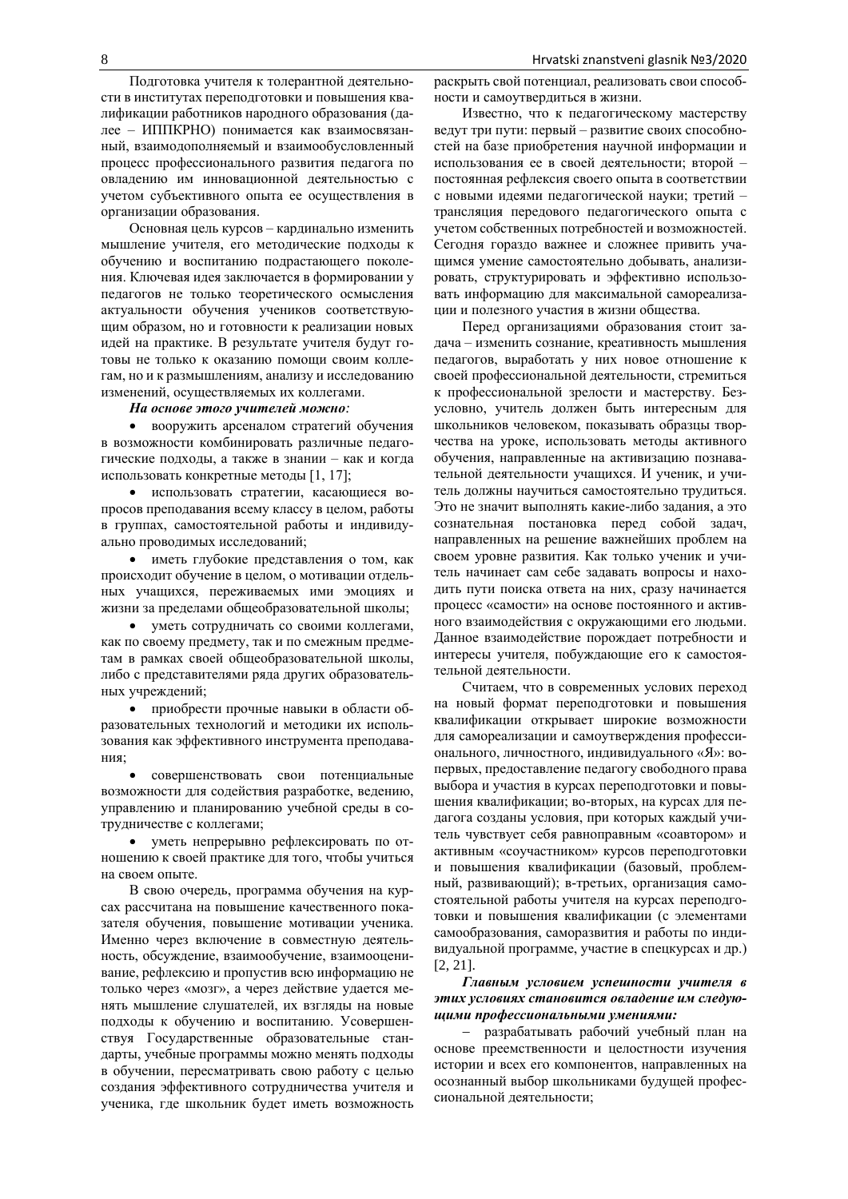Подготовка учителя к толерантной деятельности в институтах переподготовки и повышения квалификации работников народного образования (далее – ИППКРНО) понимается как взаимосвязанный, взаимодополняемый и взаимообусловленный процесс профессионального развития педагога по овладению им инновационной деятельностью с учетом субъективного опыта ее осуществления в организации образования.

Основная цель курсов – кардинально изменить мышление учителя, его методические подходы к обучению и воспитанию подрастающего поколения. Ключевая идея заключается в формировании у педагогов не только теоретического осмысления актуальности обучения учеников соответствующим образом, но и готовности к реализации новых идей на практике. В результате учителя будут готовы не только к оказанию помощи своим коллегам, но и к размышлениям, анализу и исследованию изменений, осуществляемых их коллегами.

***На основе этого учителей можно:***

- вооружить арсеналом стратегий обучения в возможности комбинировать различные педагогические подходы, а также в знании – как и когда использовать конкретные методы [1, 17];
- использовать стратегии, касающиеся вопросов преподавания всему классу в целом, работы в группах, самостоятельной работы и индивидуально проводимых исследований;
- иметь глубокие представления о том, как происходит обучение в целом, о мотивации отдельных учащихся, переживаемых ими эмоциях и жизни за пределами общеобразовательной школы;
- уметь сотрудничать со своими коллегами, как по своему предмету, так и по смежным предметам в рамках своей общеобразовательной школы, либо с представителями ряда других образовательных учреждений;
- приобрести прочные навыки в области образовательных технологий и методики их использования как эффективного инструмента преподавания;
- совершенствовать свои потенциальные возможности для содействия разработке, ведению, управлению и планированию учебной среды в сотрудничестве с коллегами;
- уметь непрерывно рефлексировать по отношению к своей практике для того, чтобы учиться на своем опыте.

В свою очередь, программа обучения на курсах рассчитана на повышение качественного показателя обучения, повышение мотивации ученика. Именно через включение в совместную деятельность, обсуждение, взаимообучение, взаимооценивание, рефлексию и пропустив всю информацию не только через «мозг», а через действие удается менять мышление слушателей, их взгляды на новые подходы к обучению и воспитанию. Усовершенствуя Государственные образовательные стандарты, учебные программы можно менять подходы в обучении, пересматривать свою работу с целью создания эффективного сотрудничества учителя и ученика, где школьник будет иметь возможность раскрыть свой потенциал, реализовать свои способности и самоутвердиться в жизни.

Известно, что к педагогическому мастерству ведут три пути: первый – развитие своих способностей на базе приобретения научной информации и использования ее в своей деятельности; второй – постоянная рефлексия своего опыта в соответствии с новыми идеями педагогической науки; третий – трансляция передового педагогического опыта с учетом собственных потребностей и возможностей. Сегодня гораздо важнее и сложнее привить учащимся умение самостоятельно добывать, анализировать, структурировать и эффективно использовать информацию для максимальной самореализации и полезного участия в жизни общества.

Перед организациями образования стоит задача – изменить сознание, креативность мышления педагогов, выработать у них новое отношение к своей профессиональной деятельности, стремиться к профессиональной зрелости и мастерству. Безусловно, учитель должен быть интересным для школьников человеком, показывать образцы творчества на уроке, использовать методы активного обучения, направленные на активизацию познавательной деятельности учащихся. И ученик, и учитель должны научиться самостоятельно трудиться. Это не значит выполнять какие-либо задания, а это сознательная постановка перед собой задач, направленных на решение важнейших проблем на своем уровне развития. Как только ученик и учитель начинает сам себе задавать вопросы и находить пути поиска ответа на них, сразу начинается процесс «самости» на основе постоянного и активного взаимодействия с окружающими его людьми. Данное взаимодействие порождает потребности и интересы учителя, побуждающие его к самостоятельной деятельности.

Считаем, что в современных условиях переход на новый формат переподготовки и повышения квалификации открывает широкие возможности для самореализации и самоутверждения профессионального, личностного, индивидуального «Я»: во-первых, предоставление педагогу свободного права выбора и участия в курсах переподготовки и повышения квалификации; во-вторых, на курсах для педагога созданы условия, при которых каждый учитель чувствует себя равноправным «соавтором» и активным «соучастником» курсов переподготовки и повышения квалификации (базовый, проблемный, развивающий); в-третьих, организация самостоятельной работы учителя на курсах переподготовки и повышения квалификации (с элементами самообразования, саморазвития и работы по индивидуальной программе, участие в спецкурсах и др.) [2, 21].

***Главным условием успешности учителя в этих условиях становится овладение им следующими профессиональными умениями:***

– разрабатывать рабочий учебный план на основе преемственности и целостности изучения истории и всех его компонентов, направленных на осознанный выбор школьниками будущей профессиональной деятельности;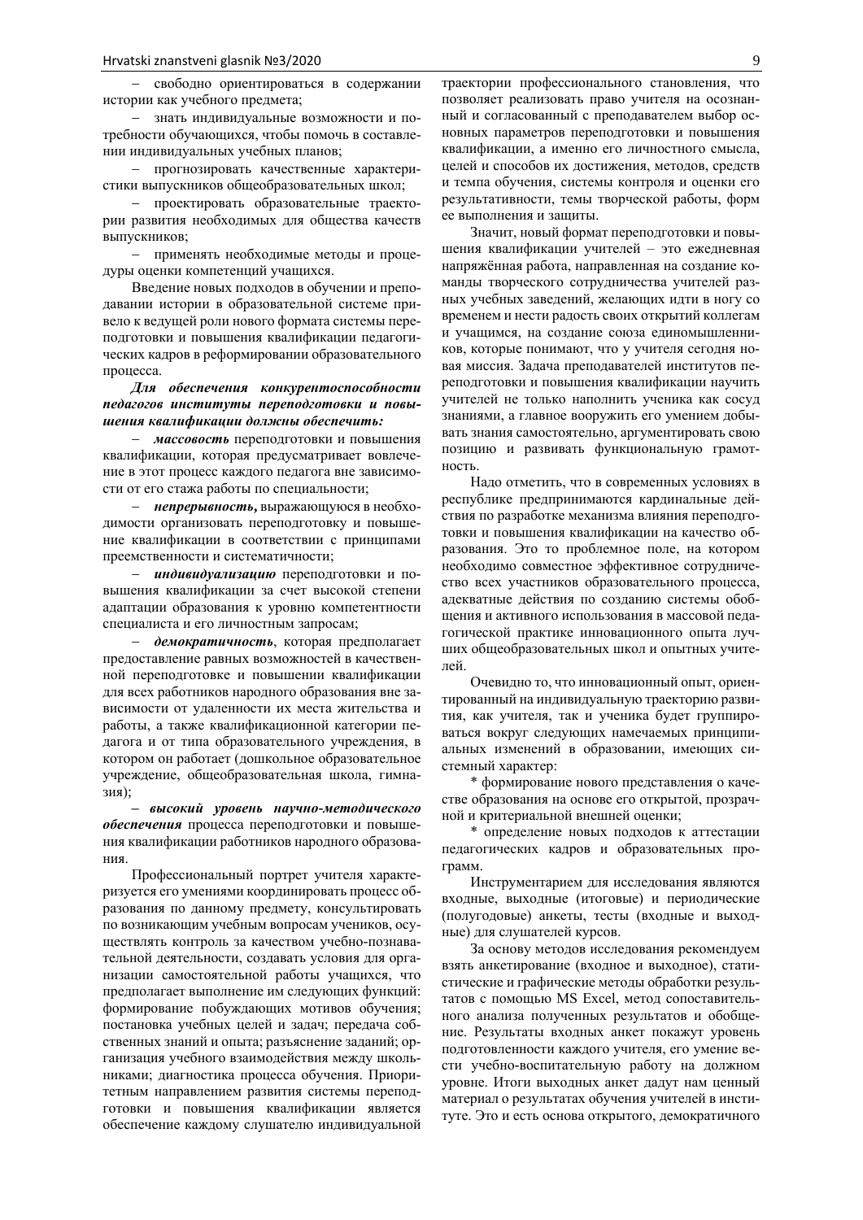– свободно ориентироваться в содержании истории как учебного предмета;

– знать индивидуальные возможности и потребности обучающихся, чтобы помочь в составлении индивидуальных учебных планов;

– прогнозировать качественные характеристики выпускников общеобразовательных школ;

– проектировать образовательные траектории развития необходимых для общества качеств выпускников;

– применять необходимые методы и процедуры оценки компетенций учащихся.

Введение новых подходов в обучении и преподавании истории в образовательной системе привело к ведущей роли нового формата системы переподготовки и повышения квалификации педагогических кадров в реформировании образовательного процесса.

***Для обеспечения конкурентоспособности педагогов институты переподготовки и повышения квалификации должны обеспечить:***

– ***массовость*** переподготовки и повышения квалификации, которая предусматривает вовлечение в этот процесс каждого педагога вне зависимости от его стажа работы по специальности;

– ***непрерывность,*** выражающуюся в необходимости организовать переподготовку и повышение квалификации в соответствии с принципами преемственности и систематичности;

– ***индивидуализацию*** переподготовки и повышения квалификации за счет высокой степени адаптации образования к уровню компетентности специалиста и его личностным запросам;

– ***демократичность***, которая предполагает предоставление равных возможностей в качественной переподготовке и повышении квалификации для всех работников народного образования вне зависимости от удаленности их места жительства и работы, а также квалификационной категории педагога и от типа образовательного учреждения, в котором он работает (дошкольное образовательное учреждение, общеобразовательная школа, гимназия);

– ***высокий уровень научно-методического обеспечения*** процесса переподготовки и повышения квалификации работников народного образования.

Профессиональный портрет учителя характеризуется его умениями координировать процесс образования по данному предмету, консультировать по возникающим учебным вопросам учеников, осуществлять контроль за качеством учебно-познавательной деятельности, создавать условия для организации самостоятельной работы учащихся, что предполагает выполнение им следующих функций: формирование побуждающих мотивов обучения; постановка учебных целей и задач; передача собственных знаний и опыта; разъяснение заданий; организация учебного взаимодействия между школьниками; диагностика процесса обучения. Приоритетным направлением развития системы переподготовки и повышения квалификации является обеспечение каждому слушателю индивидуальной траектории профессионального становления, что позволяет реализовать право учителя на осознанный и согласованный с преподавателем выбор основных параметров переподготовки и повышения квалификации, а именно его личностного смысла, целей и способов их достижения, методов, средств и темпа обучения, системы контроля и оценки его результативности, темы творческой работы, форм ее выполнения и защиты.

Значит, новый формат переподготовки и повышения квалификации учителей – это ежедневная напряжённая работа, направленная на создание команды творческого сотрудничества учителей разных учебных заведений, желающих идти в ногу со временем и нести радость своих открытий коллегам и учащимся, на создание союза единомышленников, которые понимают, что у учителя сегодня новая миссия. Задача преподавателей институтов переподготовки и повышения квалификации научить учителей не только наполнить ученика как сосуд знаниями, а главное вооружить его умением добывать знания самостоятельно, аргументировать свою позицию и развивать функциональную грамотность.

Надо отметить, что в современных условиях в республике предпринимаются кардинальные действия по разработке механизма влияния переподготовки и повышения квалификации на качество образования. Это то проблемное поле, на котором необходимо совместное эффективное сотрудничество всех участников образовательного процесса, адекватные действия по созданию системы обобщения и активного использования в массовой педагогической практике инновационного опыта лучших общеобразовательных школ и опытных учителей.

Очевидно то, что инновационный опыт, ориентированный на индивидуальную траекторию развития, как учителя, так и ученика будет группироваться вокруг следующих намечаемых принципиальных изменений в образовании, имеющих системный характер:

* формирование нового представления о качестве образования на основе его открытой, прозрачной и критериальной внешней оценки;

* определение новых подходов к аттестации педагогических кадров и образовательных программ.

Инструментарием для исследования являются входные, выходные (итоговые) и периодические (полугодовые) анкеты, тесты (входные и выходные) для слушателей курсов.

За основу методов исследования рекомендуем взять анкетирование (входное и выходное), статистические и графические методы обработки результатов с помощью MS Excel, метод сопоставительного анализа полученных результатов и обобщение. Результаты входных анкет покажут уровень подготовленности каждого учителя, его умение вести учебно-воспитательную работу на должном уровне. Итоги выходных анкет дадут нам ценный материал о результатах обучения учителей в институте. Это и есть основа открытого, демократичного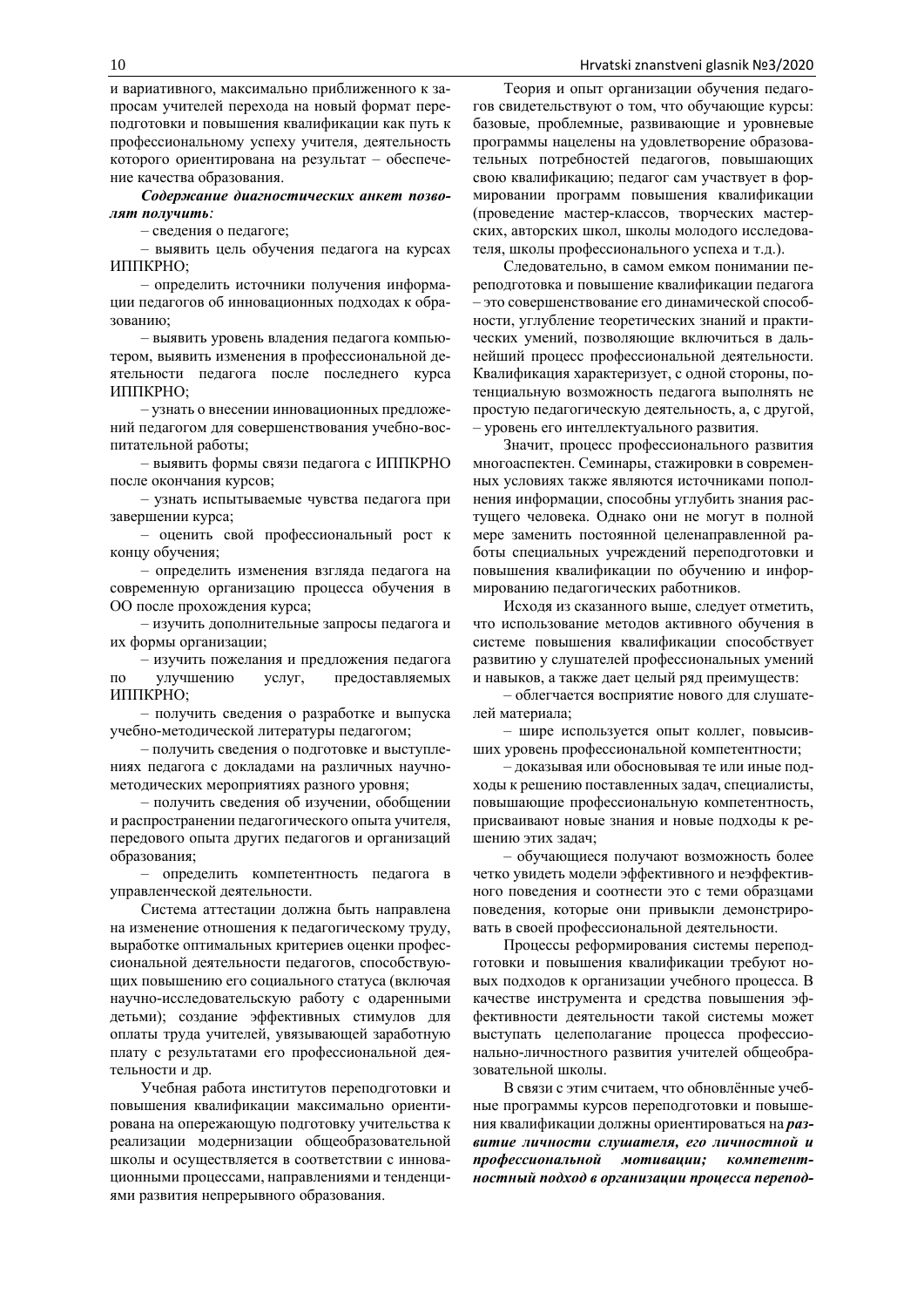и вариативного, максимально приближенного к запросам учителей перехода на новый формат переподготовки и повышения квалификации как путь к профессиональному успеху учителя, деятельность которого ориентирована на результат – обеспечение качества образования.

***Содержание диагностических анкет позволят получить:***

– сведения о педагоге;

– выявить цель обучения педагога на курсах ИППКРНО;

– определить источники получения информации педагогов об инновационных подходах к образованию;

– выявить уровень владения педагога компьютером, выявить изменения в профессиональной деятельности педагога после последнего курса ИППКРНО;

– узнать о внесении инновационных предложений педагогом для совершенствования учебно-воспитательной работы;

– выявить формы связи педагога с ИППКРНО после окончания курсов;

– узнать испытываемые чувства педагога при завершении курса;

– оценить свой профессиональный рост к концу обучения;

– определить изменения взгляда педагога на современную организацию процесса обучения в ОО после прохождения курса;

– изучить дополнительные запросы педагога и их формы организации;

– изучить пожелания и предложения педагога по улучшению услуг, предоставляемых ИППКРНО;

– получить сведения о разработке и выпуска учебно-методической литературы педагогом;

– получить сведения о подготовке и выступлениях педагога с докладами на различных научно-методических мероприятиях разного уровня;

– получить сведения об изучении, обобщении и распространении педагогического опыта учителя, передового опыта других педагогов и организаций образования;

– определить компетентность педагога в управленческой деятельности.

Система аттестации должна быть направлена на изменение отношения к педагогическому труду, выработке оптимальных критериев оценки профессиональной деятельности педагогов, способствующих повышению его социального статуса (включая научно-исследовательскую работу с одаренными детьми); создание эффективных стимулов для оплаты труда учителей, увязывающей заработную плату с результатами его профессиональной деятельности и др.

Учебная работа институтов переподготовки и повышения квалификации максимально ориентирована на опережающую подготовку учительства к реализации модернизации общеобразовательной школы и осуществляется в соответствии с инновационными процессами, направлениями и тенденциями развития непрерывного образования.

Теория и опыт организации обучения педагогов свидетельствуют о том, что обучающие курсы: базовые, проблемные, развивающие и уровневые программы нацелены на удовлетворение образовательных потребностей педагогов, повышающих свою квалификацию; педагог сам участвует в формировании программ повышения квалификации (проведение мастер-классов, творческих мастерских, авторских школ, школы молодого исследователя, школы профессионального успеха и т.д.).

Следовательно, в самом емком понимании переподготовка и повышение квалификации педагога – это совершенствование его динамической способности, углубление теоретических знаний и практических умений, позволяющие включиться в дальнейший процесс профессиональной деятельности. Квалификация характеризует, с одной стороны, потенциальную возможность педагога выполнять не простую педагогическую деятельность, а, с другой, – уровень его интеллектуального развития.

Значит, процесс профессионального развития многоаспектен. Семинары, стажировки в современных условиях также являются источниками пополнения информации, способны углубить знания растущего человека. Однако они не могут в полной мере заменить постоянной целенаправленной работы специальных учреждений переподготовки и повышения квалификации по обучению и информированию педагогических работников.

Исходя из сказанного выше, следует отметить, что использование методов активного обучения в системе повышения квалификации способствует развитию у слушателей профессиональных умений и навыков, а также дает целый ряд преимуществ:

– облегчается восприятие нового для слушателей материала;

– шире используется опыт коллег, повысивших уровень профессиональной компетентности;

– доказывая или обосновывая те или иные подходы к решению поставленных задач, специалисты, повышающие профессиональную компетентность, присваивают новые знания и новые подходы к решению этих задач;

– обучающиеся получают возможность более четко увидеть модели эффективного и неэффективного поведения и соотнести это с теми образцами поведения, которые они привыкли демонстрировать в своей профессиональной деятельности.

Процессы реформирования системы переподготовки и повышения квалификации требуют новых подходов к организации учебного процесса. В качестве инструмента и средства повышения эффективности деятельности такой системы может выступать целеполагание процесса профессионально-личностного развития учителей общеобразовательной школы.

В связи с этим считаем, что обновлённые учебные программы курсов переподготовки и повышения квалификации должны ориентироваться на ***развитие личности слушателя, его личностной и профессиональной мотивации; компетентностный подход в организации процесса переподготовки***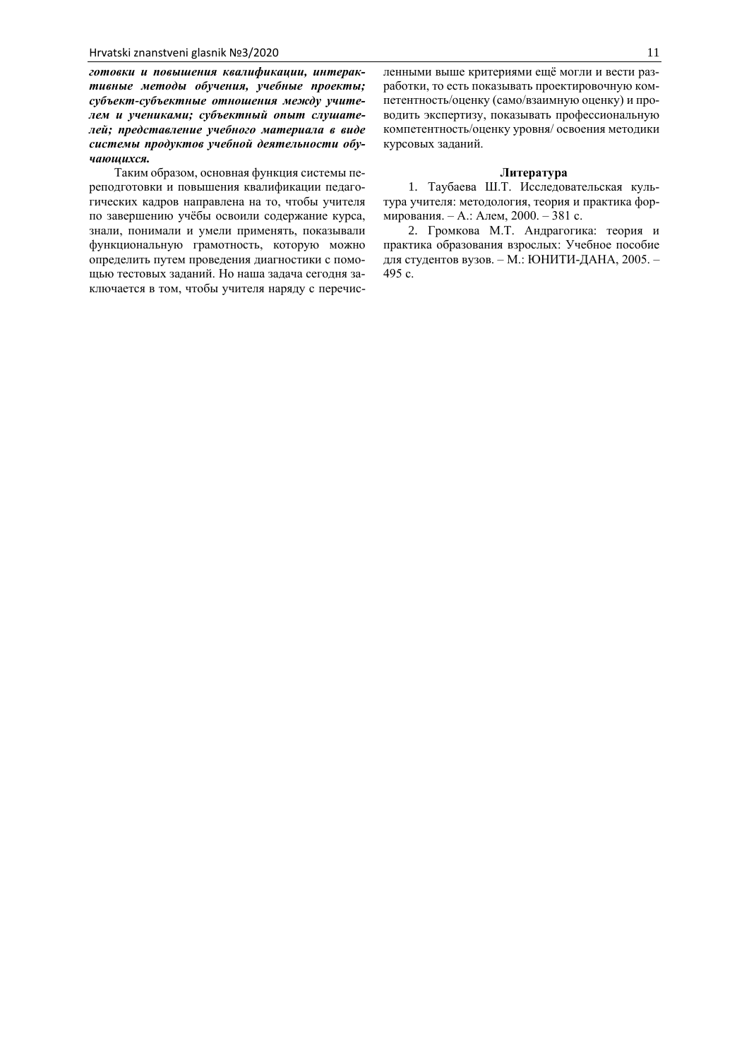***готовки и повышения квалификации, интерактивные методы обучения, учебные проекты; субъект-субъектные отношения между учителем и учениками; субъектный опыт слушателей; представление учебного материала в виде системы продуктов учебной деятельности обучающихся.***

Таким образом, основная функция системы переподготовки и повышения квалификации педагогических кадров направлена на то, чтобы учителя по завершению учёбы освоили содержание курса, знали, понимали и умели применять, показывали функциональную грамотность, которую можно определить путем проведения диагностики с помощью тестовых заданий. Но наша задача сегодня заключается в том, чтобы учителя наряду с перечисленными выше критериями ещё могли и вести разработки, то есть показывать проектировочную компетентность/оценку (само/взаимную оценку) и проводить экспертизу, показывать профессиональную компетентность/оценку уровня/ освоения методики курсовых заданий.

**Литература**

1. Таубаева Ш.Т. Исследовательская культура учителя: методология, теория и практика формирования. – А.: Алем, 2000. – 381 с.

2. Громкова М.Т. Андрагогика: теория и практика образования взрослых: Учебное пособие для студентов вузов. – М.: ЮНИТИ-ДАНА, 2005. – 495 с.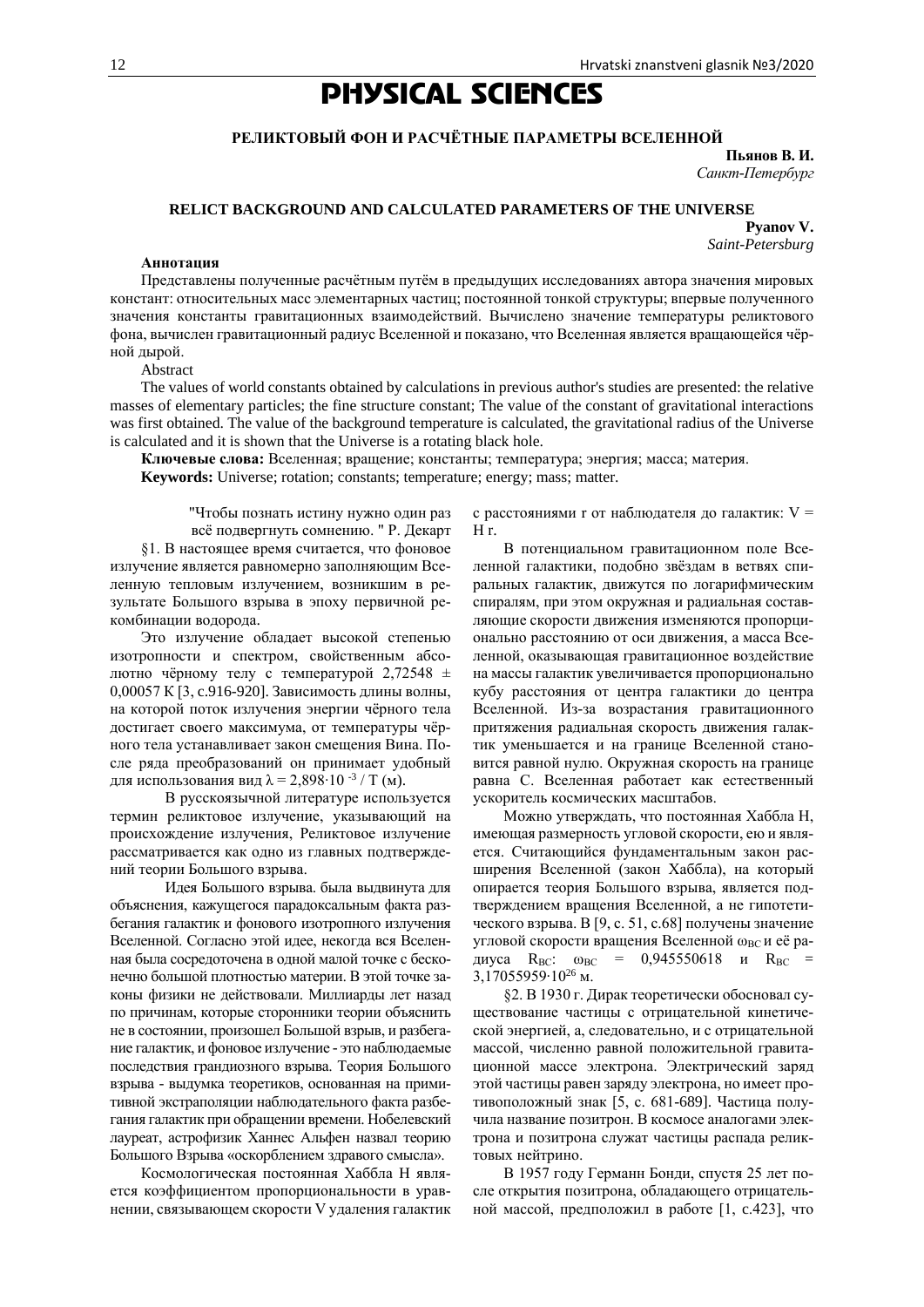# PHYSICAL SCIENCES

## РЕЛИКТОВЫЙ ФОН И РАСЧЁТНЫЕ ПАРАМЕТРЫ ВСЕЛЕННОЙ

**Пьянов В. И.**
*Санкт-Петербург*

## RELICT BACKGROUND AND CALCULATED PARAMETERS OF THE UNIVERSE

**Pyanov V.**
*Saint-Petersburg*

**Аннотация**

Представлены полученные расчётным путём в предыдущих исследованиях автора значения мировых констант: относительных масс элементарных частиц; постоянной тонкой структуры; впервые полученного значения константы гравитационных взаимодействий. Вычислено значение температуры реликтового фона, вычислен гравитационный радиус Вселенной и показано, что Вселенная является вращающейся чёрной дырой.

Abstract

The values of world constants obtained by calculations in previous author's studies are presented: the relative masses of elementary particles; the fine structure constant; The value of the constant of gravitational interactions was first obtained. The value of the background temperature is calculated, the gravitational radius of the Universe is calculated and it is shown that the Universe is a rotating black hole.

**Ключевые слова:** Вселенная; вращение; константы; температура; энергия; масса; материя.

**Keywords:** Universe; rotation; constants; temperature; energy; mass; matter.

"Чтобы познать истину нужно один раз всё подвергнуть сомнению. " Р. Декарт

§1. В настоящее время считается, что фоновое излучение является равномерно заполняющим Вселенную тепловым излучением, возникшим в результате Большого взрыва в эпоху первичной рекомбинации водорода.

Это излучение обладает высокой степенью изотропности и спектром, свойственным абсолютно чёрному телу с температурой 2,72548 ± 0,00057 К [3, с.916-920]. Зависимость длины волны, на которой поток излучения энергии чёрного тела достигает своего максимума, от температуры чёрного тела устанавливает закон смещения Вина. После ряда преобразований он принимает удобный для использования вид $\lambda = 2{,}898 \cdot 10^{-3} / T$ (м).

В русскоязычной литературе используется термин реликтовое излучение, указывающий на происхождение излучения, Реликтовое излучение рассматривается как одно из главных подтверждений теории Большого взрыва.

Идея Большого взрыва. была выдвинута для объяснения, кажущегося парадоксальным факта разбегания галактик и фонового изотропного излучения Вселенной. Согласно этой идее, некогда вся Вселенная была сосредоточена в одной малой точке с бесконечно большой плотностью материи. В этой точке законы физики не действовали. Миллиарды лет назад по причинам, которые сторонники теории объяснить не в состоянии, произошел Большой взрыв, и разбегание галактик, и фоновое излучение - это наблюдаемые последствия грандиозного взрыва. Теория Большого взрыва - выдумка теоретиков, основанная на примитивной экстраполяции наблюдательного факта разбегания галактик при обращении времени. Нобелевский лауреат, астрофизик Ханнес Альфен назвал теорию Большого Взрыва «оскорблением здравого смысла».

Космологическая постоянная Хаббла H является коэффициентом пропорциональности в уравнении, связывающем скорости V удаления галактик с расстояниями r от наблюдателя до галактик: $V = H\,r$.

В потенциальном гравитационном поле Вселенной галактики, подобно звёздам в ветвях спиральных галактик, движутся по логарифмическим спиралям, при этом окружная и радиальная составляющие скорости движения изменяются пропорционально расстоянию от оси движения, а масса Вселенной, оказывающая гравитационное воздействие на массы галактик увеличивается пропорционально кубу расстояния от центра галактики до центра Вселенной. Из-за возрастания гравитационного притяжения радиальная скорость движения галактик уменьшается и на границе Вселенной становится равной нулю. Окружная скорость на границе равна C. Вселенная работает как естественный ускоритель космических масштабов.

Можно утверждать, что постоянная Хаббла H, имеющая размерность угловой скорости, ею и является. Считающийся фундаментальным закон расширения Вселенной (закон Хаббла), на который опирается теория Большого взрыва, является подтверждением вращения Вселенной, а не гипотетического взрыва. В [9, с. 51, с.68] получены значение угловой скорости вращения Вселенной $\omega_{BC}$ и её радиуса $R_{BC}$: $\omega_{BC} = 0{,}945550618$ и $R_{BC} = 3{,}17055959 \cdot 10^{26}$ м.

§2. В 1930 г. Дирак теоретически обосновал существование частицы с отрицательной кинетической энергией, а, следовательно, и с отрицательной массой, численно равной положительной гравитационной массе электрона. Электрический заряд этой частицы равен заряду электрона, но имеет противоположный знак [5, с. 681-689]. Частица получила название позитрон. В космосе аналогами электрона и позитрона служат частицы распада реликтовых нейтрино.

В 1957 году Германн Бонди, спустя 25 лет после открытия позитрона, обладающего отрицательной массой, предположил в работе [1, с.423], что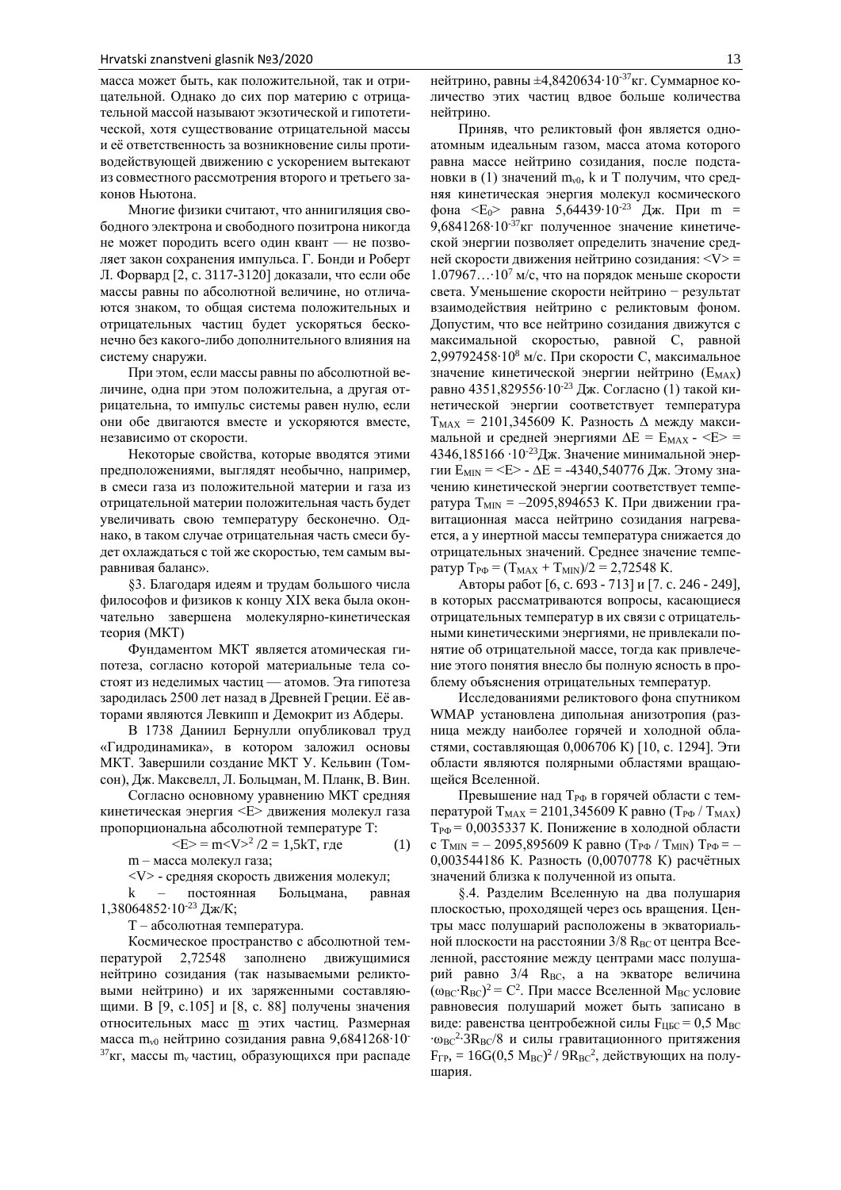масса может быть, как положительной, так и отрицательной. Однако до сих пор материю с отрицательной массой называют экзотической и гипотетической, хотя существование отрицательной массы и её ответственность за возникновение силы противодействующей движению с ускорением вытекают из совместного рассмотрения второго и третьего законов Ньютона.

Многие физики считают, что аннигиляция свободного электрона и свободного позитрона никогда не может породить всего один квант — не позволяет закон сохранения импульса. Г. Бонди и Роберт Л. Форвард [2, с. 3117-3120] доказали, что если обе массы равны по абсолютной величине, но отличаются знаком, то общая система положительных и отрицательных частиц будет ускоряться бесконечно без какого-либо дополнительного влияния на систему снаружи.

При этом, если массы равны по абсолютной величине, одна при этом положительна, а другая отрицательна, то импульс системы равен нулю, если они обе двигаются вместе и ускоряются вместе, независимо от скорости.

Некоторые свойства, которые вводятся этими предположениями, выглядят необычно, например, в смеси газа из положительной материи и газа из отрицательной материи положительная часть будет увеличивать свою температуру бесконечно. Однако, в таком случае отрицательная часть смеси будет охлаждаться с той же скоростью, тем самым выравнивая баланс».

§3. Благодаря идеям и трудам большого числа философов и физиков к концу XIX века была окончательно завершена молекулярно-кинетическая теория (МКТ)

Фундаментом МКТ является атомическая гипотеза, согласно которой материальные тела состоят из неделимых частиц — атомов. Эта гипотеза зародилась 2500 лет назад в Древней Греции. Её авторами являются Левкипп и Демокрит из Абдеры.

В 1738 Даниил Бернулли опубликовал труд «Гидродинамика», в котором заложил основы МКТ. Завершили создание МКТ У. Кельвин (Томсон), Дж. Максвелл, Л. Больцман, М. Планк, В. Вин.

Согласно основному уравнению МКТ средняя кинетическая энергия <E> движения молекул газа пропорциональна абсолютной температуре T:

$$<E> = m<V>^2 /2 = 1{,}5kT, \text{ где} \qquad (1)$$

m – масса молекул газа;

<V> - средняя скорость движения молекул;

k – постоянная Больцмана, равная $1{,}38064852 \cdot 10^{-23}$ Дж/К;

T – абсолютная температура.

Космическое пространство с абсолютной температурой 2,72548 заполнено движущимися нейтрино созидания (так называемыми реликтовыми нейтрино) и их заряженными составляющими. В [9, с.105] и [8, с. 88] получены значения относительных масс m этих частиц. Размерная масса $m_{v0}$ нейтрино созидания равна $9{,}6841268 \cdot 10^{-37}$кг, массы $m_v$ частиц, образующихся при распаде нейтрино, равны $\pm 4{,}8420634 \cdot 10^{-37}$кг. Суммарное количество этих частиц вдвое больше количества нейтрино.

Приняв, что реликтовый фон является одноатомным идеальным газом, масса атома которого равна массе нейтрино созидания, после подстановки в (1) значений $m_{v0}$, k и T получим, что средняя кинетическая энергия молекул космического фона $<E_0>$ равна $5{,}64439 \cdot 10^{-23}$ Дж. При m = $9{,}6841268 \cdot 10^{-37}$кг полученное значение кинетической энергии позволяет определить значение средней скорости движения нейтрино созидания: <V> = $1.07967\ldots \cdot 10^{7}$ м/с, что на порядок меньше скорости света. Уменьшение скорости нейтрино − результат взаимодействия нейтрино с реликтовым фоном. Допустим, что все нейтрино созидания движутся с максимальной скоростью, равной С, равной $2{,}99792458 \cdot 10^{8}$ м/с. При скорости С, максимальное значение кинетической энергии нейтрино ($E_{MAX}$) равно $4351{,}829556 \cdot 10^{-23}$ Дж. Согласно (1) такой кинетической энергии соответствует температура $T_{MAX}$ = 2101,345609 К. Разность Δ между максимальной и средней энергиями $\Delta E = E_{MAX} - <E>$ = $4346{,}185166 \cdot 10^{-23}$Дж. Значение минимальной энергии $E_{MIN} = <E> - \Delta E$ = -4340,540776 Дж. Этому значению кинетической энергии соответствует температура $T_{MIN}$ = −2095,894653 К. При движении гравитационная масса нейтрино созидания нагревается, а у инертной массы температура снижается до отрицательных значений. Среднее значение температур $T_{РФ} = (T_{MAX} + T_{MIN})/2$ = 2,72548 К.

Авторы работ [6, с. 693 - 713] и [7. с. 246 - 249], в которых рассматриваются вопросы, касающиеся отрицательных температур в их связи с отрицательными кинетическими энергиями, не привлекали понятие об отрицательной массе, тогда как привлечение этого понятия внесло бы полную ясность в проблему объяснения отрицательных температур.

Исследованиями реликтового фона спутником WMAP установлена дипольная анизотропия (разница между наиболее горячей и холодной областями, составляющая 0,006706 К) [10, с. 1294]. Эти области являются полярными областями вращающейся Вселенной.

Превышение над $T_{РФ}$ в горячей области с температурой $T_{MAX}$ = 2101,345609 К равно $(T_{РФ} / T_{MAX}) T_{РФ}$ = 0,0035337 К. Понижение в холодной области с $T_{MIN}$ = – 2095,895609 К равно $(T_{РФ} / T_{MIN}) T_{РФ}$ = – 0,003544186 К. Разность (0,0070778 К) расчётных значений близка к полученной из опыта.

§.4. Разделим Вселенную на два полушария плоскостью, проходящей через ось вращения. Центры масс полушарий расположены в экваториальной плоскости на расстоянии 3/8 $R_{ВС}$ от центра Вселенной, расстояние между центрами масс полушарий равно 3/4 $R_{ВС}$, а на экваторе величина $(\omega_{ВС} \cdot R_{ВС})^2 = C^2$. При массе Вселенной $M_{ВС}$ условие равновесия полушарий может быть записано в виде: равенства центробежной силы $F_{ЦБС} = 0{,}5\, M_{ВС} \cdot \omega_{ВС}^2 \cdot 3R_{ВС}/8$ и силы гравитационного притяжения $F_{ГР} = 16G(0{,}5\, M_{ВС})^2 / 9R_{ВС}^2$, действующих на полушария.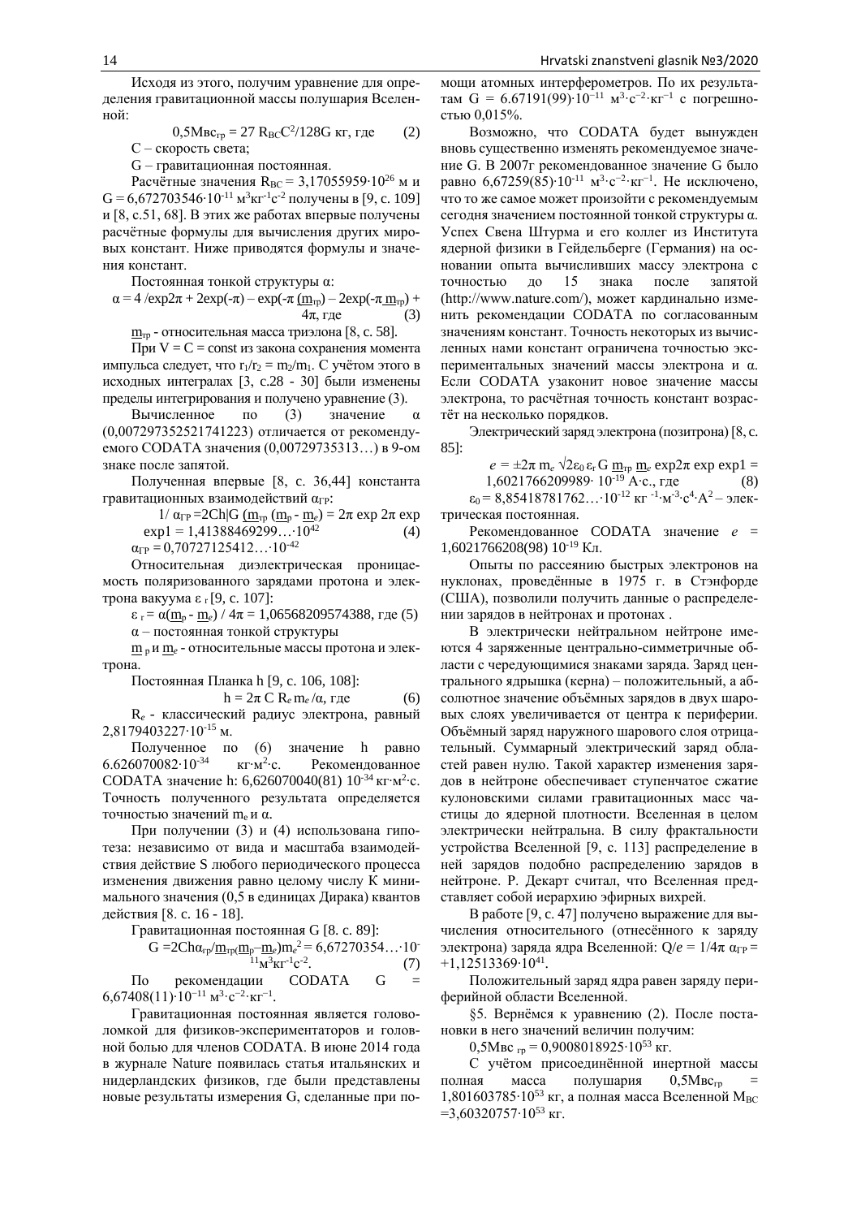Исходя из этого, получим уравнение для определения гравитационной массы полушария Вселенной:

$$0{,}5M_{BC\,гр} = 27\, R_{BC}C^2/128G \text{ кг, где} \qquad (2)$$

C – скорость света;

G – гравитационная постоянная.

Расчётные значения $R_{BC} = 3{,}17055959\cdot10^{26}$ м и $G = 6{,}672703546\cdot10^{-11}$ м$^3$кг$^{-1}$с$^{-2}$ получены в [9, с. 109] и [8, с.51, 68]. В этих же работах впервые получены расчётные формулы для вычисления других мировых констант. Ниже приводятся формулы и значения констант.

Постоянная тонкой структуры α:

$$\alpha = 4 /\exp 2\pi + 2\exp(-\pi) - \exp(-\pi\, (\underline{m}_{гр}) - 2\exp(-\pi\, \underline{m}_{гр}) + 4\pi, \text{ где} \qquad (3)$$

$\underline{m}_{гр}$ - относительная масса триэлона [8, с. 58].

При V = C = const из закона сохранения момента импульса следует, что $r_1/r_2 = m_2/m_1$. С учётом этого в исходных интегралах [3, с.28 - 30] были изменены пределы интегрирования и получено уравнение (3).

Вычисленное по (3) значение α (0,007297352521741223) отличается от рекомендуемого CODATA значения (0,00729735313…) в 9-ом знаке после запятой.

Полученная впервые [8, с. 36,44] константа гравитационных взаимодействий $\alpha_{ГР}$:

$$1/\ \alpha_{ГР} = 2Ch|G\ (\underline{m}_{гр}\ (\underline{m}_p - \underline{m}_e) = 2\pi \exp 2\pi \exp \exp 1 = 1{,}41388469299\ldots\cdot10^{42} \qquad (4)$$

$\alpha_{ГР} = 0{,}70727125412\ldots\cdot10^{-42}$

Относительная диэлектрическая проницаемость поляризованного зарядами протона и электрона вакуума $\varepsilon_r$ [9, с. 107]:

$$\varepsilon_r = \alpha(\underline{m}_p - \underline{m}_e) / 4\pi = 1{,}06568209574388, \text{ где} \qquad (5)$$

α – постоянная тонкой структуры

$\underline{m}_p$ и $\underline{m}_e$ - относительные массы протона и электрона.

Постоянная Планка h [9, с. 106, 108]:

$$h = 2\pi\ C\ R_e\, m_e /\alpha, \text{ где} \qquad (6)$$

$R_e$ - классический радиус электрона, равный $2{,}8179403227\cdot10^{-15}$ м.

Полученное по (6) значение h равно $6.626070082\cdot10^{-34}$ кг·м$^2$·с. Рекомендованное CODATA значение h: 6,626070040(81) $10^{-34}$ кг·м$^2$·с. Точность полученного результата определяется точностью значений $m_e$ и α.

При получении (3) и (4) использована гипотеза: независимо от вида и масштаба взаимодействия действие S любого периодического процесса изменения движения равно целому числу K минимального значения (0,5 в единицах Дирака) квантов действия [8. с. 16 - 18].

Гравитационная постоянная G [8. с. 89]:

$$G = 2Ch\alpha_{гр}/\underline{m}_{гр}(\underline{m}_p - \underline{m}_e)m_e^2 = 6{,}67270354\ldots\cdot10^{-11} м^3 кг^{-1} с^{-2}. \qquad (7)$$

По рекомендации CODATA G = $6{,}67408(11)\cdot10^{-11}$ м$^3$·с$^{-2}$·кг$^{-1}$.

Гравитационная постоянная является головоломкой для физиков-экспериментаторов и головной болью для членов CODATA. В июне 2014 года в журнале Nature появилась статья итальянских и нидерландских физиков, где были представлены новые результаты измерения G, сделанные при помощи атомных интерферометров. По их результатам G = $6.67191(99)\cdot10^{-11}$ м$^3$·с$^{-2}$·кг$^{-1}$ с погрешностью 0,015%.

Возможно, что CODATA будет вынужден вновь существенно изменять рекомендуемое значение G. В 2007г рекомендованное значение G было равно $6{,}67259(85)\cdot10^{-11}$ м$^3$·с$^{-2}$·кг$^{-1}$. Не исключено, что то же самое может произойти с рекомендуемым сегодня значением постоянной тонкой структуры α. Успех Свена Штурма и его коллег из Института ядерной физики в Гейдельберге (Германия) на основании опыта вычисливших массу электрона с точностью до 15 знака после запятой (http://www.nature.com/), может кардинально изменить рекомендации CODATA по согласованным значениям констант. Точность некоторых из вычисленных нами констант ограничена точностью экспериментальных значений массы электрона и α. Если CODATA узаконит новое значение массы электрона, то расчётная точность констант возрастёт на несколько порядков.

Электрический заряд электрона (позитрона) [8, с. 85]:

$$e = \pm 2\pi\ m_e \sqrt{2\varepsilon_0\,\varepsilon_r\, G\ \underline{m}_{гр}\ \underline{m}_e} \exp 2\pi \exp \exp 1 = 1{,}6021766209989\cdot10^{-19}\ А\cdot с., \text{ где} \qquad (8)$$

$\varepsilon_0 = 8{,}85418781762\ldots\cdot10^{-12}$ кг $^{-1}$·м$^{-3}$·с$^4$·А$^2$ – электрическая постоянная.

Рекомендованное CODATA значение *e* = 1,6021766208(98) $10^{-19}$ Кл.

Опыты по рассеянию быстрых электронов на нуклонах, проведённые в 1975 г. в Стэнфорде (США), позволили получить данные о распределении зарядов в нейтронах и протонах .

В электрически нейтральном нейтроне имеются 4 заряженные центрально-симметричные области с чередующимися знаками заряда. Заряд центрального ядрышка (керна) – положительный, а абсолютное значение объёмных зарядов в двух шаровых слоях увеличивается от центра к периферии. Объёмный заряд наружного шарового слоя отрицательный. Суммарный электрический заряд областей равен нулю. Такой характер изменения зарядов в нейтроне обеспечивает ступенчатое сжатие кулоновскими силами гравитационных масс частицы до ядерной плотности. Вселенная в целом электрически нейтральна. В силу фрактальности устройства Вселенной [9, с. 113] распределение в ней зарядов подобно распределению зарядов в нейтроне. Р. Декарт считал, что Вселенная представляет собой иерархию эфирных вихрей.

В работе [9, с. 47] получено выражение для вычисления относительного (отнесённого к заряду электрона) заряда ядра Вселенной: $Q/e = 1/4\pi\ \alpha_{ГР} = +1{,}12513369\cdot10^{41}$.

Положительный заряд ядра равен заряду периферийной области Вселенной.

§5. Вернёмся к уравнению (2). После постановки в него значений величин получим:

$0{,}5M_{BC\ гр} = 0{,}9008018925\cdot10^{53}$ кг.

С учётом присоединённой инертной массы полная масса полушария $0{,}5M_{BC\,гр} = 1{,}801603785\cdot10^{53}$ кг, а полная масса Вселенной $M_{BC} = 3{,}60320757\cdot10^{53}$ кг.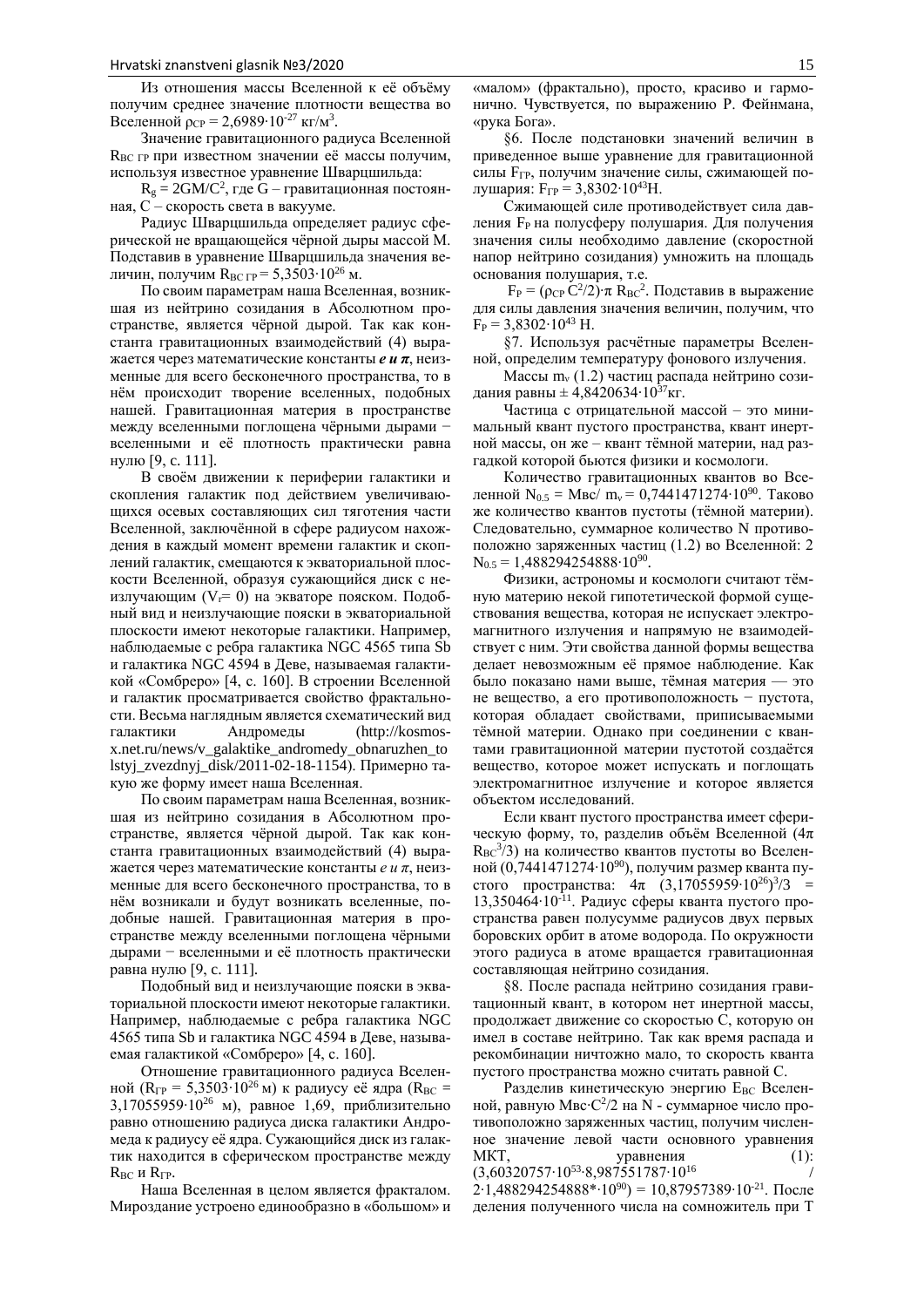Из отношения массы Вселенной к её объёму получим среднее значение плотности вещества во Вселенной $\rho_{СР} = 2{,}6989 \cdot 10^{-27}$ кг/м$^3$.

Значение гравитационного радиуса Вселенной $R_{ВС\ ГР}$ при известном значении её массы получим, используя известное уравнение Шварцшильда:

$R_g = 2GM/C^2$, где G – гравитационная постоянная, С – скорость света в вакууме.

Радиус Шварцшильда определяет радиус сферической не вращающейся чёрной дыры массой М. Подставив в уравнение Шварцшильда значения величин, получим $R_{ВС\ ГР} = 5{,}3503 \cdot 10^{26}$ м.

По своим параметрам наша Вселенная, возникшая из нейтрино созидания в Абсолютном пространстве, является чёрной дырой. Так как константа гравитационных взаимодействий (4) выражается через математические константы ***е и π***, неизменные для всего бесконечного пространства, то в нём происходит творение вселенных, подобных нашей. Гравитационная материя в пространстве между вселенными поглощена чёрными дырами − вселенными и её плотность практически равна нулю [9, с. 111].

В своём движении к периферии галактики и скопления галактик под действием увеличивающихся осевых составляющих сил тяготения части Вселенной, заключённой в сфере радиусом нахождения в каждый момент времени галактик и скоплений галактик, смещаются к экваториальной плоскости Вселенной, образуя сужающийся диск с неизлучающим ($V_r = 0$) на экваторе пояском. Подобный вид и неизлучающие пояски в экваториальной плоскости имеют некоторые галактики. Например, наблюдаемые с ребра галактика NGC 4565 типа Sb и галактика NGC 4594 в Деве, называемая галактикой «Сомбреро» [4, с. 160]. В строении Вселенной и галактик просматривается свойство фрактальности. Весьма наглядным является схематический вид галактики Андромеды (http://kosmos-x.net.ru/news/v_galaktike_andromedy_obnaruzhen_tolstyj_zvezdnyj_disk/2011-02-18-1154). Примерно такую же форму имеет наша Вселенная.

По своим параметрам наша Вселенная, возникшая из нейтрино созидания в Абсолютном пространстве, является чёрной дырой. Так как константа гравитационных взаимодействий (4) выражается через математические константы *е и π*, неизменные для всего бесконечного пространства, то в нём возникали и будут возникать вселенные, подобные нашей. Гравитационная материя в пространстве между вселенными поглощена чёрными дырами − вселенными и её плотность практически равна нулю [9, с. 111].

Подобный вид и неизлучающие пояски в экваториальной плоскости имеют некоторые галактики. Например, наблюдаемые с ребра галактика NGC 4565 типа Sb и галактика NGC 4594 в Деве, называемая галактикой «Сомбреро» [4, с. 160].

Отношение гравитационного радиуса Вселенной ($R_{ГР} = 5{,}3503 \cdot 10^{26}$ м) к радиусу её ядра ($R_{ВС} = 3{,}17055959 \cdot 10^{26}$ м), равное 1,69, приблизительно равно отношению радиуса диска галактики Андромеда к радиусу её ядра. Сужающийся диск из галактик находится в сферическом пространстве между $R_{ВС}$ и $R_{ГР}$.

Наша Вселенная в целом является фракталом. Мироздание устроено единообразно в «большом» и «малом» (фрактально), просто, красиво и гармонично. Чувствуется, по выражению Р. Фейнмана, «рука Бога».

§6. После подстановки значений величин в приведенное выше уравнение для гравитационной силы $F_{ГР}$, получим значение силы, сжимающей полушария: $F_{ГР} = 3{,}8302 \cdot 10^{43}$Н.

Сжимающей силе противодействует сила давления $F_P$ на полусферу полушария. Для получения значения силы необходимо давление (скоростной напор нейтрино созидания) умножить на площадь основания полушария, т.е.

$F_P = (\rho_{СР}\, C^2/2) \cdot \pi\, R_{ВС}^2$. Подставив в выражение для силы давления значения величин, получим, что $F_P = 3{,}8302 \cdot 10^{43}$ Н.

§7. Используя расчётные параметры Вселенной, определим температуру фонового излучения.

Массы $m_v$ (1.2) частиц распада нейтрино созидания равны $\pm 4{,}8420634 \cdot 10^{37}$кг.

Частица с отрицательной массой – это минимальный квант пустого пространства, квант инертной массы, он же – квант тёмной материи, над разгадкой которой бьются физики и космологи.

Количество гравитационных квантов во Вселенной $N_{0.5} = M_{ВС}/\ m_v = 0{,}7441471274 \cdot 10^{90}$. Таково же количество квантов пустоты (тёмной материи). Следовательно, суммарное количество N противоположно заряженных частиц (1.2) во Вселенной: 2 $N_{0.5} = 1{,}488294254888 \cdot 10^{90}$.

Физики, астрономы и космологи считают тёмную материю некой гипотетической формой существования вещества, которая не испускает электромагнитного излучения и напрямую не взаимодействует с ним. Эти свойства данной формы вещества делает невозможным её прямое наблюдение. Как было показано нами выше, тёмная материя — это не вещество, а его противоположность − пустота, которая обладает свойствами, приписываемыми тёмной материи. Однако при соединении с квантами гравитационной материи пустотой создаётся вещество, которое может испускать и поглощать электромагнитное излучение и которое является объектом исследований.

Если квант пустого пространства имеет сферическую форму, то, разделив объём Вселенной ($4\pi\ R_{ВС}^3/3$) на количество квантов пустоты во Вселенной ($0{,}7441471274 \cdot 10^{90}$), получим размер кванта пустого пространства: $4\pi\ (3{,}17055959 \cdot 10^{26})^3/3 = 13{,}350464 \cdot 10^{-11}$. Радиус сферы кванта пустого пространства равен полусумме радиусов двух первых боровских орбит в атоме водорода. По окружности этого радиуса в атоме вращается гравитационная составляющая нейтрино созидания.

§8. После распада нейтрино созидания гравитационный квант, в котором нет инертной массы, продолжает движение со скоростью С, которую он имел в составе нейтрино. Так как время распада и рекомбинации ничтожно мало, то скорость кванта пустого пространства можно считать равной С.

Разделив кинетическую энергию $E_{ВС}$ Вселенной, равную $M_{ВС} \cdot C^2/2$ на N - суммарное число противоположно заряженных частиц, получим численное значение левой части основного уравнения МКТ, уравнения (1): $(3{,}60320757 \cdot 10^{53} \cdot 8{,}987551787 \cdot 10^{16}\ /\ 2 \cdot 1{,}488294254888^{*} \cdot 10^{90}) = 10{,}87957389 \cdot 10^{-21}$. После деления полученного числа на сомножитель при Т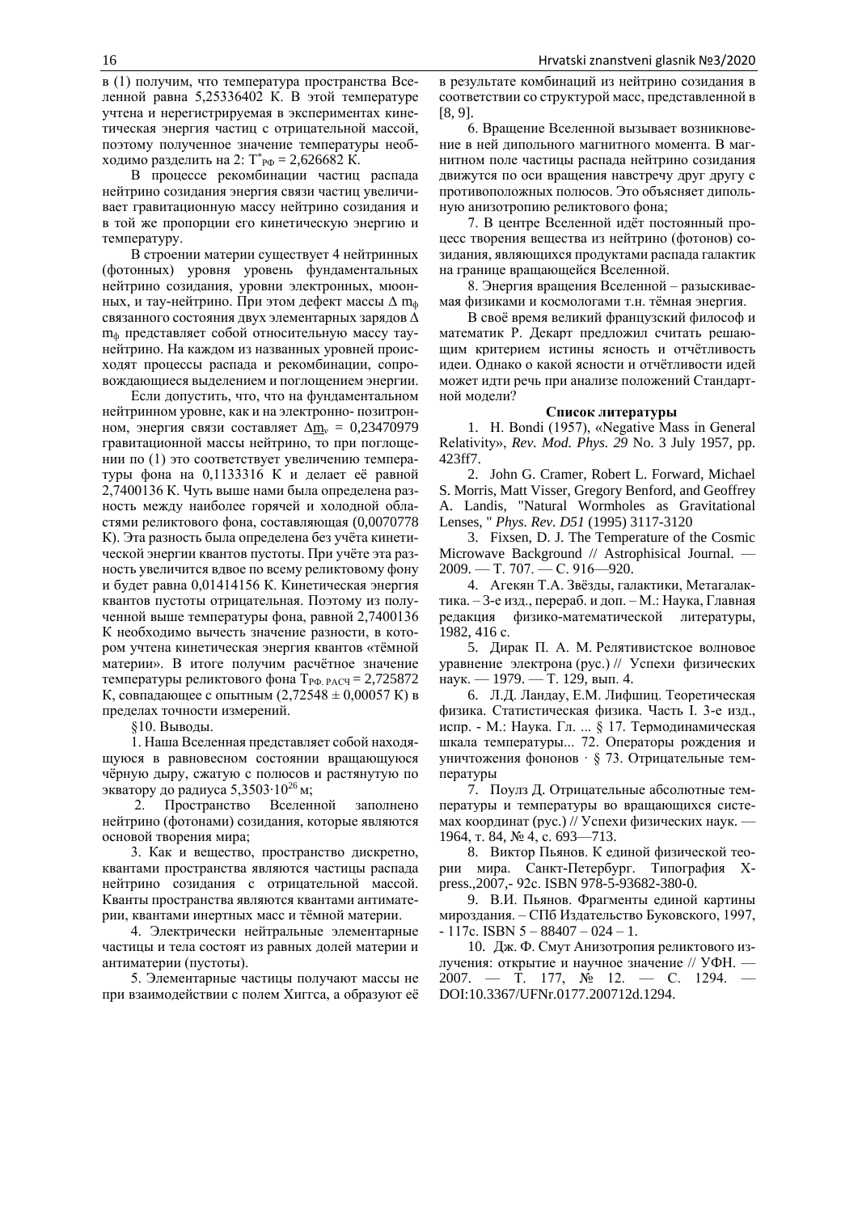в (1) получим, что температура пространства Вселенной равна 5,25336402 К. В этой температуре учтена и нерегистрируемая в экспериментах кинетическая энергия частиц с отрицательной массой, поэтому полученное значение температуры необходимо разделить на 2: $T^{*}_{РФ}$ = 2,626682 К.

В процессе рекомбинации частиц распада нейтрино созидания энергия связи частиц увеличивает гравитационную массу нейтрино созидания и в той же пропорции его кинетическую энергию и температуру.

В строении материи существует 4 нейтринных (фотонных) уровня уровень фундаментальных нейтрино созидания, уровни электронных, мюонных, и тау-нейтрино. При этом дефект массы $\Delta\, m_{ф}$ связанного состояния двух элементарных зарядов $\Delta\, m_{ф}$ представляет собой относительную массу тау-нейтрино. На каждом из названных уровней происходят процессы распада и рекомбинации, сопровождающиеся выделением и поглощением энергии.

Если допустить, что, что на фундаментальном нейтринном уровне, как и на электронно- позитронном, энергия связи составляет $\Delta \underline{m}_{\nu}$ = 0,23470979 гравитационной массы нейтрино, то при поглощении по (1) это соответствует увеличению температуры фона на 0,1133316 К и делает её равной 2,7400136 К. Чуть выше нами была определена разность между наиболее горячей и холодной областями реликтового фона, составляющая (0,0070778 К). Эта разность была определена без учёта кинетической энергии квантов пустоты. При учёте эта разность увеличится вдвое по всему реликтовому фону и будет равна 0,01414156 К. Кинетическая энергия квантов пустоты отрицательная. Поэтому из полученной выше температуры фона, равной 2,7400136 К необходимо вычесть значение разности, в котором учтена кинетическая энергия квантов «тёмной материи». В итоге получим расчётное значение температуры реликтового фона $T_{РФ.\ РАСЧ}$ = 2,725872 К, совпадающее с опытным (2,72548 ± 0,00057 К) в пределах точности измерений.

§10. Выводы.

1. Наша Вселенная представляет собой находящуюся в равновесном состоянии вращающуюся чёрную дыру, сжатую с полюсов и растянутую по экватору до радиуса $5{,}3503 \cdot 10^{26}$ м;

2. Пространство Вселенной заполнено нейтрино (фотонами) созидания, которые являются основой творения мира;

3. Как и вещество, пространство дискретно, квантами пространства являются частицы распада нейтрино созидания с отрицательной массой. Кванты пространства являются квантами антиматерии, квантами инертных масс и тёмной материи.

4. Электрически нейтральные элементарные частицы и тела состоят из равных долей материи и антиматерии (пустоты).

5. Элементарные частицы получают массы не при взаимодействии с полем Хиггса, а образуют её в результате комбинаций из нейтрино созидания в соответствии со структурой масс, представленной в [8, 9].

6. Вращение Вселенной вызывает возникновение в ней дипольного магнитного момента. В магнитном поле частицы распада нейтрино созидания движутся по оси вращения навстречу друг другу с противоположных полюсов. Это объясняет дипольную анизотропию реликтового фона;

7. В центре Вселенной идёт постоянный процесс творения вещества из нейтрино (фотонов) созидания, являющихся продуктами распада галактик на границе вращающейся Вселенной.

8. Энергия вращения Вселенной – разыскиваемая физиками и космологами т.н. тёмная энергия.

В своё время великий французский философ и математик Р. Декарт предложил считать решающим критерием истины ясность и отчётливость идеи. Однако о какой ясности и отчётливости идей может идти речь при анализе положений Стандартной модели?

**Список литературы**

1. H. Bondi (1957), «Negative Mass in General Relativity», *Rev. Mod. Phys. 29* No. 3 July 1957, pp. 423ff7.

2. John G. Cramer, Robert L. Forward, Michael S. Morris, Matt Visser, Gregory Benford, and Geoffrey A. Landis, "Natural Wormholes as Gravitational Lenses, " *Phys. Rev. D51* (1995) 3117-3120

3. Fixsen, D. J. The Temperature of the Cosmic Microwave Background // Astrophisical Journal. — 2009. — Т. 707. — С. 916—920.

4. Агекян Т.А. Звёзды, галактики, Метагалактика. – 3-е изд., перераб. и доп. – М.: Наука, Главная редакция физико-математической литературы, 1982, 416 с.

5. Дирак П. А. М. Релятивистское волновое уравнение электрона (рус.) // Успехи физических наук. — 1979. — Т. 129, вып. 4.

6. Л.Д. Ландау, Е.М. Лифшиц. Теоретическая физика. Статистическая физика. Часть I. 3-е изд., испр. - М.: Наука. Гл. ... § 17. Термодинамическая шкала температуры... 72. Операторы рождения и уничтожения фононов · § 73. Отрицательные температуры

7. Поулз Д. Отрицательные абсолютные температуры и температуры во вращающихся системах координат (рус.) // Успехи физических наук. — 1964, т. 84, № 4, с. 693—713.

8. Виктор Пьянов. К единой физической теории мира. Санкт-Петербург. Типография X-press.,2007,- 92с. ISBN 978-5-93682-380-0.

9. В.И. Пьянов. Фрагменты единой картины мироздания. – СПб Издательство Буковского, 1997, - 117с. ISBN 5 – 88407 – 024 – 1.

10. Дж. Ф. Смут Анизотропия реликтового излучения: открытие и научное значение // УФН. — 2007. — Т. 177, № 12. — С. 1294. — DOI:10.3367/UFNr.0177.200712d.1294.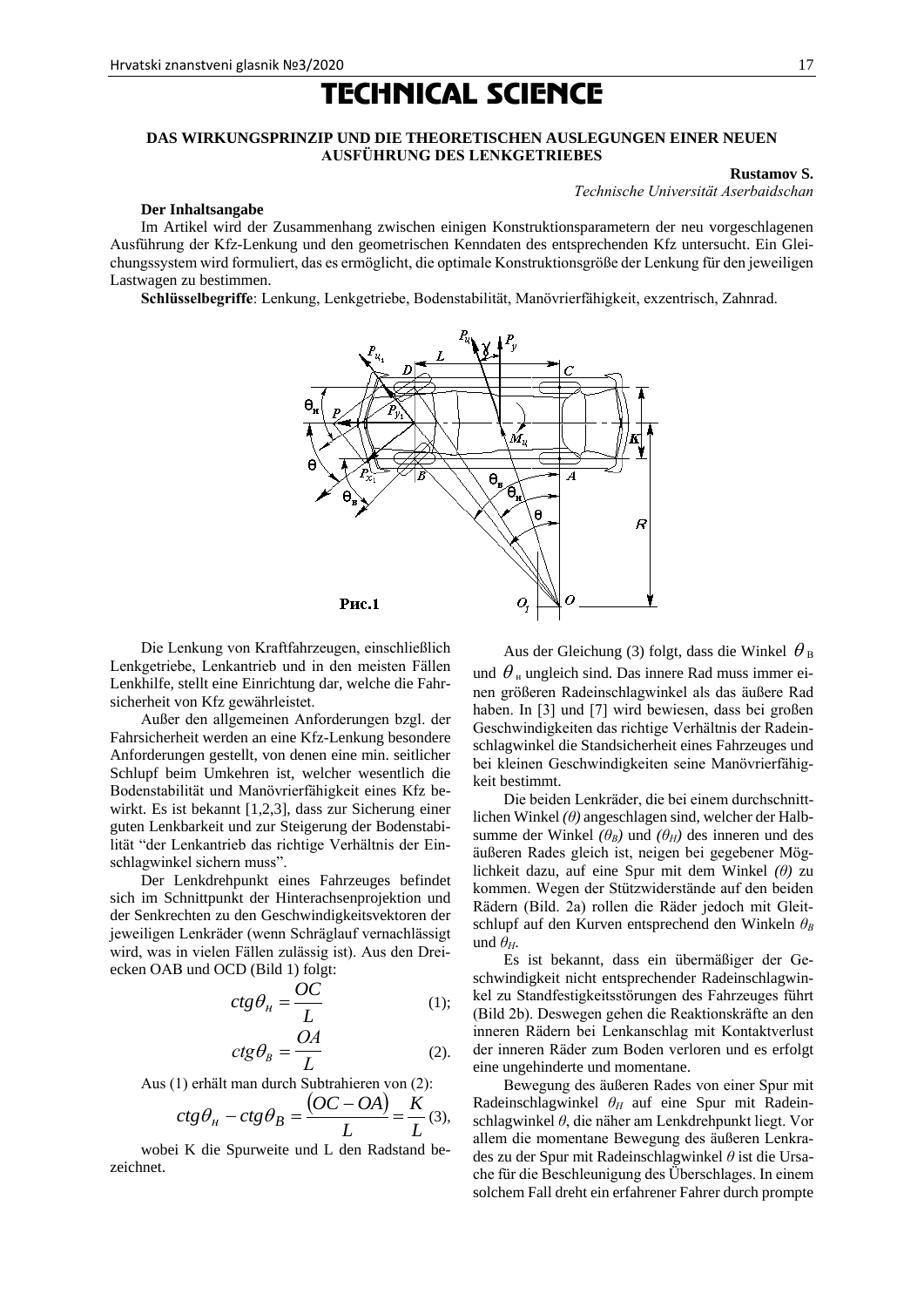# TECHNICAL SCIENCE

## DAS WIRKUNGSPRINZIP UND DIE THEORETISCHEN AUSLEGUNGEN EINER NEUEN AUSFÜHRUNG DES LENKGETRIEBES

**Rustamov S.**
*Technische Universität Aserbaidschan*

**Der Inhaltsangabe**

Im Artikel wird der Zusammenhang zwischen einigen Konstruktionsparametern der neu vorgeschlagenen Ausführung der Kfz-Lenkung und den geometrischen Kenndaten des entsprechenden Kfz untersucht. Ein Gleichungssystem wird formuliert, das es ermöglicht, die optimale Konstruktionsgröße der Lenkung für den jeweiligen Lastwagen zu bestimmen.

**Schlüsselbegriffe**: Lenkung, Lenkgetriebe, Bodenstabilität, Manövrierfähigkeit, exzentrisch, Zahnrad.

$P_{ц_1}$, $P_ц$, $P_y$, $\gamma$, $L$, $D$, $C$, $\theta_н$, $P$, $P_{y_1}$, $M_ц$, $K$, $\theta$, $P_{x_1}$, $B$, $A$, $\theta_в$, $R$, $O_1$, $O$

**Рис.1**

Die Lenkung von Kraftfahrzeugen, einschließlich Lenkgetriebe, Lenkantrieb und in den meisten Fällen Lenkhilfe, stellt eine Einrichtung dar, welche die Fahrsicherheit von Kfz gewährleistet.

Außer den allgemeinen Anforderungen bzgl. der Fahrsicherheit werden an eine Kfz-Lenkung besondere Anforderungen gestellt, von denen eine min. seitlicher Schlupf beim Umkehren ist, welcher wesentlich die Bodenstabilität und Manövrierfähigkeit eines Kfz bewirkt. Es ist bekannt [1,2,3], dass zur Sicherung einer guten Lenkbarkeit und zur Steigerung der Bodenstabilität "der Lenkantrieb das richtige Verhältnis der Einschlagwinkel sichern muss".

Der Lenkdrehpunkt eines Fahrzeuges befindet sich im Schnittpunkt der Hinterachsenprojektion und der Senkrechten zu den Geschwindigkeitsvektoren der jeweiligen Lenkräder (wenn Schräglauf vernachlässigt wird, was in vielen Fällen zulässig ist). Aus den Dreiecken OAB und OCD (Bild 1) folgt:

$$ctg\theta_н = \frac{OC}{L} \quad (1);$$

$$ctg\theta_B = \frac{OA}{L} \quad (2).$$

Aus (1) erhält man durch Subtrahieren von (2):

$$ctg\theta_н - ctg\theta_B = \frac{(OC - OA)}{L} = \frac{K}{L} \quad (3),$$

wobei K die Spurweite und L den Radstand bezeichnet.

Aus der Gleichung (3) folgt, dass die Winkel $\theta_B$ und $\theta_н$ ungleich sind. Das innere Rad muss immer einen größeren Radeinschlagwinkel als das äußere Rad haben. In [3] und [7] wird bewiesen, dass bei großen Geschwindigkeiten das richtige Verhältnis der Radeinschlagwinkel die Standsicherheit eines Fahrzeuges und bei kleinen Geschwindigkeiten seine Manövrierfähigkeit bestimmt.

Die beiden Lenkräder, die bei einem durchschnittlichen Winkel *(θ)* angeschlagen sind, welcher der Halbsumme der Winkel *($\theta_B$)* und *($\theta_H$)* des inneren und des äußeren Rades gleich ist, neigen bei gegebener Möglichkeit dazu, auf eine Spur mit dem Winkel *(θ)* zu kommen. Wegen der Stützwiderstände auf den beiden Rädern (Bild. 2a) rollen die Räder jedoch mit Gleitschlupf auf den Kurven entsprechend den Winkeln $\theta_B$ und $\theta_H$.

Es ist bekannt, dass ein übermäßiger der Geschwindigkeit nicht entsprechender Radeinschlagwinkel zu Standfestigkeitsstörungen des Fahrzeuges führt (Bild 2b). Deswegen gehen die Reaktionskräfte an den inneren Rädern bei Lenkanschlag mit Kontaktverlust der inneren Räder zum Boden verloren und es erfolgt eine ungehinderte und momentane.

Bewegung des äußeren Rades von einer Spur mit Radeinschlagwinkel $\theta_H$ auf eine Spur mit Radeinschlagwinkel $\theta$, die näher am Lenkdrehpunkt liegt. Vor allem die momentane Bewegung des äußeren Lenkrades zu der Spur mit Radeinschlagwinkel $\theta$ ist die Ursache für die Beschleunigung des Überschlages. In einem solchem Fall dreht ein erfahrener Fahrer durch prompte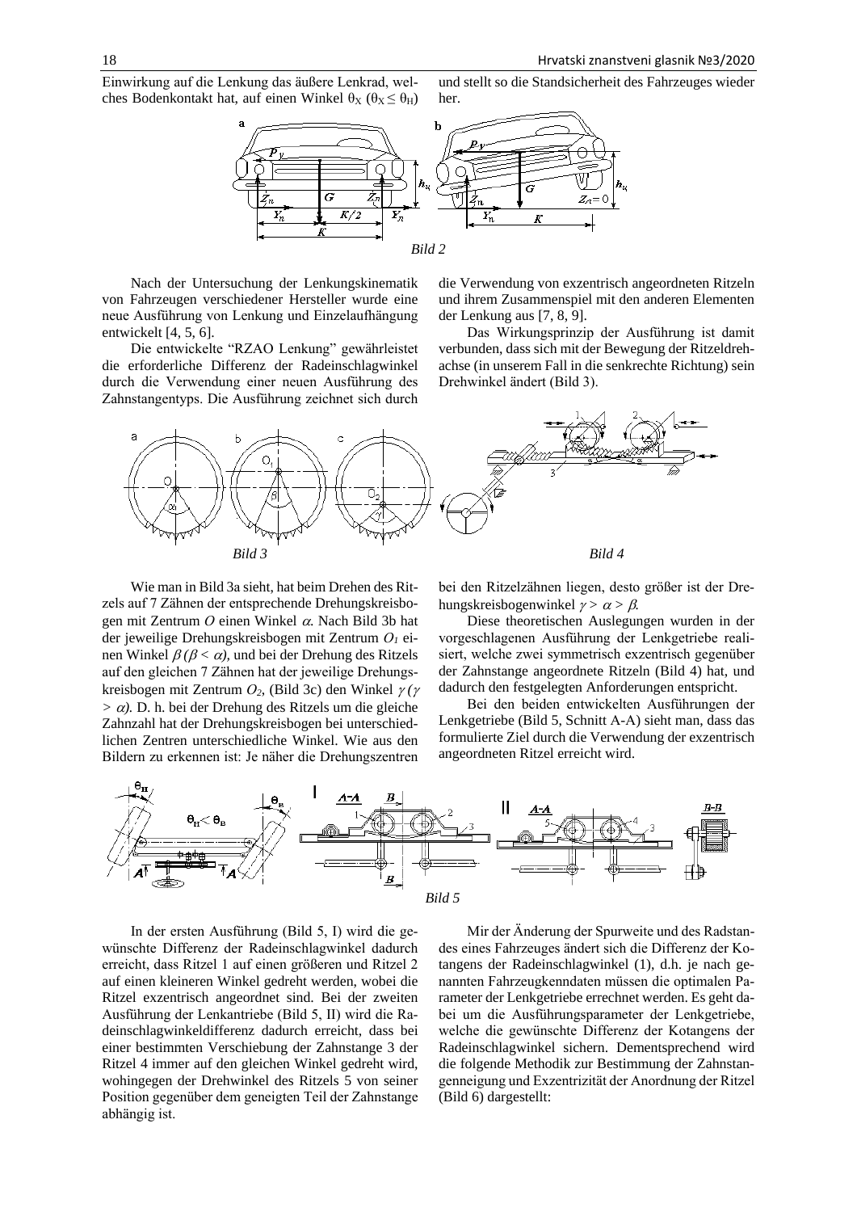Einwirkung auf die Lenkung das äußere Lenkrad, welches Bodenkontakt hat, auf einen Winkel $\theta_X$ ($\theta_X \leq \theta_H$) und stellt so die Standsicherheit des Fahrzeuges wieder her.

*Bild 2*

Nach der Untersuchung der Lenkungskinematik von Fahrzeugen verschiedener Hersteller wurde eine neue Ausführung von Lenkung und Einzelaufhängung entwickelt [4, 5, 6].

Die entwickelte "RZAO Lenkung" gewährleistet die erforderliche Differenz der Radeinschlagwinkel durch die Verwendung einer neuen Ausführung des Zahnstangentyps. Die Ausführung zeichnet sich durch die Verwendung von exzentrisch angeordneten Ritzeln und ihrem Zusammenspiel mit den anderen Elementen der Lenkung aus [7, 8, 9].

Das Wirkungsprinzip der Ausführung ist damit verbunden, dass sich mit der Bewegung der Ritzeldrehachse (in unserem Fall in die senkrechte Richtung) sein Drehwinkel ändert (Bild 3).

*Bild 3*

*Bild 4*

Wie man in Bild 3a sieht, hat beim Drehen des Ritzels auf 7 Zähnen der entsprechende Drehungskreisbogen mit Zentrum *O* einen Winkel $\alpha$. Nach Bild 3b hat der jeweilige Drehungskreisbogen mit Zentrum $O_1$ einen Winkel $\beta$ $(\beta < \alpha)$, und bei der Drehung des Ritzels auf den gleichen 7 Zähnen hat der jeweilige Drehungskreisbogen mit Zentrum $O_2$, (Bild 3c) den Winkel $\gamma$ $(\gamma > \alpha)$. D. h. bei der Drehung des Ritzels um die gleiche Zahnzahl hat der Drehungskreisbogen bei unterschiedlichen Zentren unterschiedliche Winkel. Wie aus den Bildern zu erkennen ist: Je näher die Drehungszentren bei den Ritzelzähnen liegen, desto größer ist der Drehungskreisbogenwinkel $\gamma > \alpha > \beta$.

Diese theoretischen Auslegungen wurden in der vorgeschlagenen Ausführung der Lenkgetriebe realisiert, welche zwei symmetrisch exzentrisch gegenüber der Zahnstange angeordnete Ritzeln (Bild 4) hat, und dadurch den festgelegten Anforderungen entspricht.

Bei den beiden entwickelten Ausführungen der Lenkgetriebe (Bild 5, Schnitt A-A) sieht man, dass das formulierte Ziel durch die Verwendung der exzentrisch angeordneten Ritzel erreicht wird.

*Bild 5*

In der ersten Ausführung (Bild 5, I) wird die gewünschte Differenz der Radeinschlagwinkel dadurch erreicht, dass Ritzel 1 auf einen größeren und Ritzel 2 auf einen kleineren Winkel gedreht werden, wobei die Ritzel exzentrisch angeordnet sind. Bei der zweiten Ausführung der Lenkantriebe (Bild 5, II) wird die Radeinschlagwinkeldifferenz dadurch erreicht, dass bei einer bestimmten Verschiebung der Zahnstange 3 der Ritzel 4 immer auf den gleichen Winkel gedreht wird, wohingegen der Drehwinkel des Ritzels 5 von seiner Position gegenüber dem geneigten Teil der Zahnstange abhängig ist.

Mir der Änderung der Spurweite und des Radstandes eines Fahrzeuges ändert sich die Differenz der Kotangens der Radeinschlagwinkel (1), d.h. je nach genannten Fahrzeugkenndaten müssen die optimalen Parameter der Lenkgetriebe errechnet werden. Es geht dabei um die Ausführungsparameter der Lenkgetriebe, welche die gewünschte Differenz der Kotangens der Radeinschlagwinkel sichern. Dementsprechend wird die folgende Methodik zur Bestimmung der Zahnstangenneigung und Exzentrizität der Anordnung der Ritzel (Bild 6) dargestellt: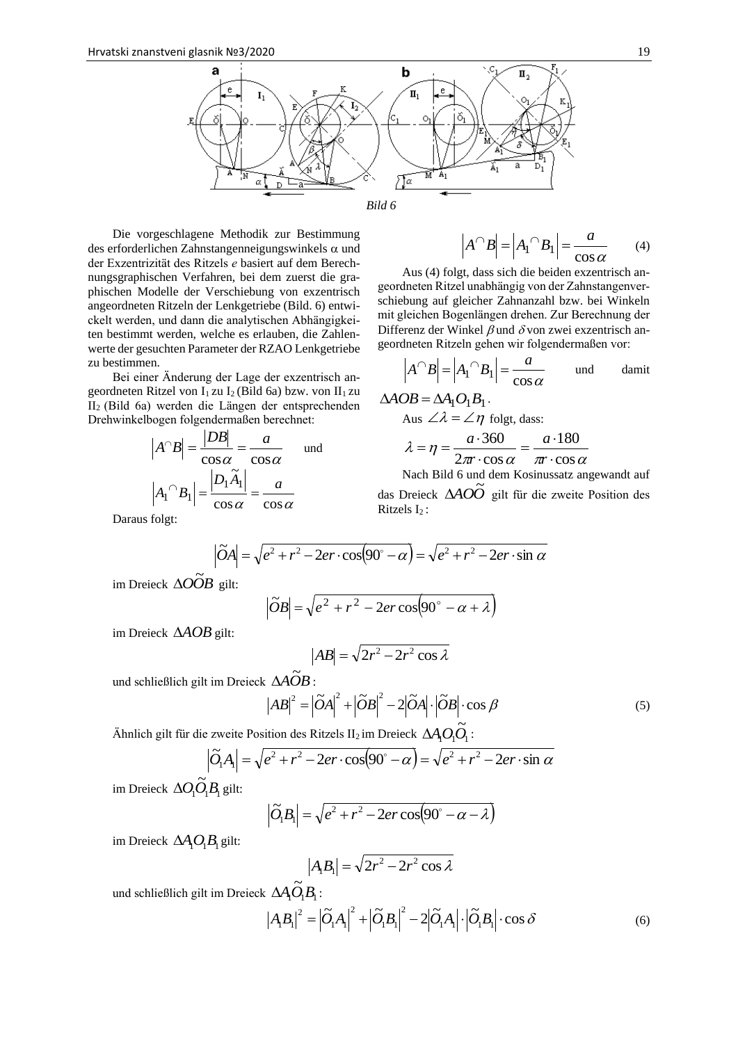*Bild 6*

Die vorgeschlagene Methodik zur Bestimmung des erforderlichen Zahnstangenneigungswinkels $\alpha$ und der Exzentrizität des Ritzels $e$ basiert auf dem Berechnungsgraphischen Verfahren, bei dem zuerst die graphischen Modelle der Verschiebung von exzentrisch angeordneten Ritzeln der Lenkgetriebe (Bild. 6) entwickelt werden, und dann die analytischen Abhängigkeiten bestimmt werden, welche es erlauben, die Zahlenwerte der gesuchten Parameter der RZAO Lenkgetriebe zu bestimmen.

Bei einer Änderung der Lage der exzentrisch angeordneten Ritzel von $I_1$ zu $I_2$ (Bild 6a) bzw. von $II_1$ zu $II_2$ (Bild 6a) werden die Längen der entsprechenden Drehwinkelbogen folgendermaßen berechnet:

$$\left|A^{\cap}B\right| = \frac{|DB|}{\cos\alpha} = \frac{a}{\cos\alpha} \quad \text{und}$$

$$\left|A_1^{\cap}B_1\right| = \frac{\left|D_1\tilde{A}_1\right|}{\cos\alpha} = \frac{a}{\cos\alpha}$$

Daraus folgt:

$$\left|A^{\cap}B\right| = \left|A_1^{\cap}B_1\right| = \frac{a}{\cos\alpha} \tag{4}$$

Aus (4) folgt, dass sich die beiden exzentrisch angeordneten Ritzel unabhängig von der Zahnstangenverschiebung auf gleicher Zahnanzahl bzw. bei Winkeln mit gleichen Bogenlängen drehen. Zur Berechnung der Differenz der Winkel $\beta$ und $\delta$ von zwei exzentrisch angeordneten Ritzeln gehen wir folgendermaßen vor:

$$\left|A^{\cap}B\right| = \left|A_1^{\cap}B_1\right| = \frac{a}{\cos\alpha} \quad \text{und damit}$$

$\Delta AOB = \Delta A_1O_1B_1$.

Aus $\angle\lambda = \angle\eta$ folgt, dass:

$$\lambda = \eta = \frac{a \cdot 360}{2\pi r \cdot \cos\alpha} = \frac{a \cdot 180}{\pi r \cdot \cos\alpha}$$

Nach Bild 6 und dem Kosinussatz angewandt auf das Dreieck $\Delta AO\tilde{O}$ gilt für die zweite Position des Ritzels $I_2$:

$$\left|\tilde{O}A\right| = \sqrt{e^2 + r^2 - 2er \cdot \cos(90^\circ - \alpha)} = \sqrt{e^2 + r^2 - 2er \cdot \sin\alpha}$$

im Dreieck $\Delta O\tilde{O}B$ gilt:

$$\left|\tilde{O}B\right| = \sqrt{e^2 + r^2 - 2er\cos(90^\circ - \alpha + \lambda)}$$

im Dreieck $\Delta AOB$ gilt:

$$|AB| = \sqrt{2r^2 - 2r^2\cos\lambda}$$

und schließlich gilt im Dreieck $\Delta A\tilde{O}B$:

$$|AB|^2 = \left|\tilde{O}A\right|^2 + \left|\tilde{O}B\right|^2 - 2\left|\tilde{O}A\right| \cdot \left|\tilde{O}B\right| \cdot \cos\beta \tag{5}$$

Ähnlich gilt für die zweite Position des Ritzels $II_2$ im Dreieck $\Delta A_1O_1\tilde{O}_1$:

$$\left|\tilde{O}_1A_1\right| = \sqrt{e^2 + r^2 - 2er \cdot \cos(90^\circ - \alpha)} = \sqrt{e^2 + r^2 - 2er \cdot \sin\alpha}$$

im Dreieck $\Delta O_1\tilde{O}_1B_1$ gilt:

$$\left|\tilde{O}_1B_1\right| = \sqrt{e^2 + r^2 - 2er\cos(90^\circ - \alpha - \lambda)}$$

im Dreieck $\Delta A_1O_1B_1$ gilt:

$$|A_1B_1| = \sqrt{2r^2 - 2r^2\cos\lambda}$$

und schließlich gilt im Dreieck $\Delta A_1\tilde{O}_1B_1$:

$$|A_1B_1|^2 = \left|\tilde{O}_1A_1\right|^2 + \left|\tilde{O}_1B_1\right|^2 - 2\left|\tilde{O}_1A_1\right| \cdot \left|\tilde{O}_1B_1\right| \cdot \cos\delta \tag{6}$$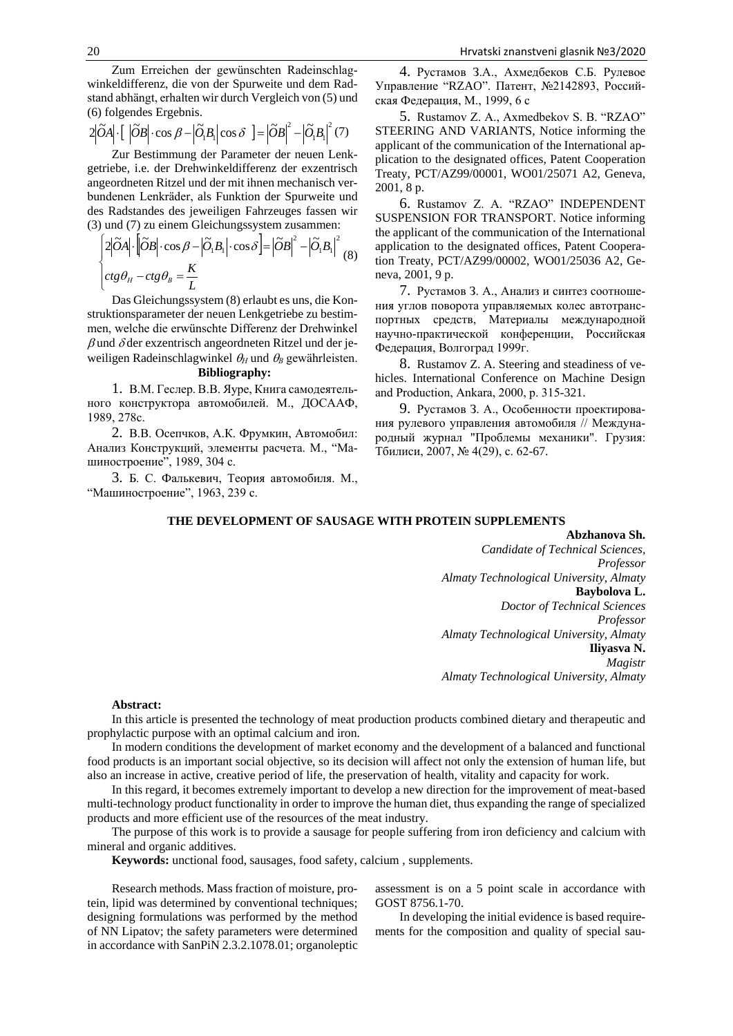Zum Erreichen der gewünschten Radeinschlagwinkeldifferenz, die von der Spurweite und dem Radstand abhängt, erhalten wir durch Vergleich von (5) und (6) folgendes Ergebnis.

$$2\left|\widetilde{O}A\right|\cdot\left[\ \left|\widetilde{O}B\right|\cdot\cos\beta-\left|\widetilde{O}_1B_1\right|\cos\delta\ \right]=\left|\widetilde{O}B\right|^2-\left|\widetilde{O}_1B_1\right|^2 \quad (7)$$

Zur Bestimmung der Parameter der neuen Lenkgetriebe, i.e. der Drehwinkeldifferenz der exzentrisch angeordneten Ritzel und der mit ihnen mechanisch verbundenen Lenkräder, als Funktion der Spurweite und des Radstandes des jeweiligen Fahrzeuges fassen wir (3) und (7) zu einem Gleichungssystem zusammen:

$$\begin{cases} 2\left|\widetilde{O}A\right|\cdot\left[\left|\widetilde{O}B\right|\cdot\cos\beta-\left|\widetilde{O}_1B_1\right|\cdot\cos\delta\right]=\left|\widetilde{O}B\right|^2-\left|\widetilde{O}_1B_1\right|^2 \\ ctg\theta_H-ctg\theta_B=\dfrac{K}{L} \end{cases} \quad (8)$$

Das Gleichungssystem (8) erlaubt es uns, die Konstruktionsparameter der neuen Lenkgetriebe zu bestimmen, welche die erwünschte Differenz der Drehwinkel $\beta$ und $\delta$ der exzentrisch angeordneten Ritzel und der jeweiligen Radeinschlagwinkel $\theta_H$ und $\theta_B$ gewährleisten.

**Bibliography:**

1. В.М. Геслер. В.В. Яуре, Книга самодеятельного конструктора автомобилей. М., ДОСААФ, 1989, 278с.
2. В.В. Осепчков, А.К. Фрумкин, Автомобил: Анализ Конструкций, элементы расчета. М., "Машиностроение", 1989, 304 с.
3. Б. С. Фалькевич, Теория автомобиля. М., "Машиностроение", 1963, 239 с.
4. Рустамов З.А., Ахмедбеков С.Б. Рулевое Управление "RZAO". Патент, №2142893, Российская Федерация, М., 1999, 6 с
5. Rustamov Z. A., Axmedbekov S. B. "RZAO" STEERING AND VARIANTS, Notice informing the applicant of the communication of the International application to the designated offices, Patent Cooperation Treaty, PCT/AZ99/00001, WO01/25071 A2, Geneva, 2001, 8 p.
6. Rustamov Z. A. "RZAO" INDEPENDENT SUSPENSION FOR TRANSPORT. Notice informing the applicant of the communication of the International application to the designated offices, Patent Cooperation Treaty, PCT/AZ99/00002, WO01/25036 A2, Geneva, 2001, 9 p.
7. Рустамов З. А., Анализ и синтез соотношения углов поворота управляемых колес автотранспортных средств, Материалы международной научно-практической конференции, Российская Федерация, Волгоград 1999г.
8. Rustamov Z. A. Steering and steadiness of vehicles. International Conference on Machine Design and Production, Ankara, 2000, p. 315-321.
9. Рустамов З. А., Особенности проектирования рулевого управления автомобиля // Международный журнал "Проблемы механики". Грузия: Тбилиси, 2007, № 4(29), с. 62-67.

## THE DEVELOPMENT OF SAUSAGE WITH PROTEIN SUPPLEMENTS

**Abzhanova Sh.**
*Candidate of Technical Sciences,*
*Professor*
*Almaty Technological University, Almaty*

**Baybolova L.**
*Doctor of Technical Sciences*
*Professor*
*Almaty Technological University, Almaty*

**Iliyasva N.**
*Magistr*
*Almaty Technological University, Almaty*

**Abstract:**

In this article is presented the technology of meat production products combined dietary and therapeutic and prophylactic purpose with an optimal calcium and iron.

In modern conditions the development of market economy and the development of a balanced and functional food products is an important social objective, so its decision will affect not only the extension of human life, but also an increase in active, creative period of life, the preservation of health, vitality and capacity for work.

In this regard, it becomes extremely important to develop a new direction for the improvement of meat-based multi-technology product functionality in order to improve the human diet, thus expanding the range of specialized products and more efficient use of the resources of the meat industry.

The purpose of this work is to provide a sausage for people suffering from iron deficiency and calcium with mineral and organic additives.

**Keywords:** unctional food, sausages, food safety, calcium , supplements.

Research methods. Mass fraction of moisture, protein, lipid was determined by conventional techniques; designing formulations was performed by the method of NN Lipatov; the safety parameters were determined in accordance with SanPiN 2.3.2.1078.01; organoleptic assessment is on a 5 point scale in accordance with GOST 8756.1-70.

In developing the initial evidence is based requirements for the composition and quality of special sau-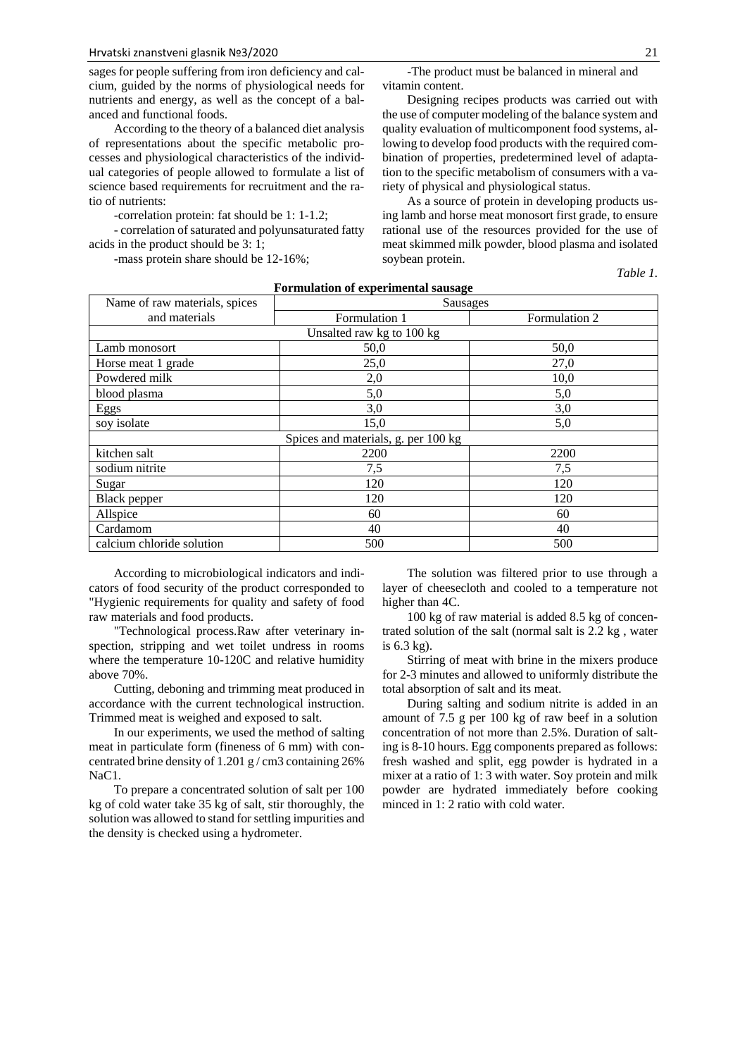sages for people suffering from iron deficiency and calcium, guided by the norms of physiological needs for nutrients and energy, as well as the concept of a balanced and functional foods.

According to the theory of a balanced diet analysis of representations about the specific metabolic processes and physiological characteristics of the individual categories of people allowed to formulate a list of science based requirements for recruitment and the ratio of nutrients:

-correlation protein: fat should be 1: 1-1.2;

- correlation of saturated and polyunsaturated fatty acids in the product should be 3: 1;

-mass protein share should be 12-16%;

-The product must be balanced in mineral and vitamin content.

Designing recipes products was carried out with the use of computer modeling of the balance system and quality evaluation of multicomponent food systems, allowing to develop food products with the required combination of properties, predetermined level of adaptation to the specific metabolism of consumers with a variety of physical and physiological status.

As a source of protein in developing products using lamb and horse meat monosort first grade, to ensure rational use of the resources provided for the use of meat skimmed milk powder, blood plasma and isolated soybean protein.

*Table 1.*

**Formulation of experimental sausage**

| Name of raw materials, spices and materials | Sausages | |
|---|---|---|
| | Formulation 1 | Formulation 2 |
| Unsalted raw kg to 100 kg | | |
| Lamb monosort | 50,0 | 50,0 |
| Horse meat 1 grade | 25,0 | 27,0 |
| Powdered milk | 2,0 | 10,0 |
| blood plasma | 5,0 | 5,0 |
| Eggs | 3,0 | 3,0 |
| soy isolate | 15,0 | 5,0 |
| Spices and materials, g. per 100 kg | | |
| kitchen salt | 2200 | 2200 |
| sodium nitrite | 7,5 | 7,5 |
| Sugar | 120 | 120 |
| Black pepper | 120 | 120 |
| Allspice | 60 | 60 |
| Cardamom | 40 | 40 |
| calcium chloride solution | 500 | 500 |

According to microbiological indicators and indicators of food security of the product corresponded to "Hygienic requirements for quality and safety of food raw materials and food products.

"Technological process.Raw after veterinary inspection, stripping and wet toilet undress in rooms where the temperature 10-120C and relative humidity above 70%.

Cutting, deboning and trimming meat produced in accordance with the current technological instruction. Trimmed meat is weighed and exposed to salt.

In our experiments, we used the method of salting meat in particulate form (fineness of 6 mm) with concentrated brine density of 1.201 g / cm3 containing 26% NaC1.

To prepare a concentrated solution of salt per 100 kg of cold water take 35 kg of salt, stir thoroughly, the solution was allowed to stand for settling impurities and the density is checked using a hydrometer.

The solution was filtered prior to use through a layer of cheesecloth and cooled to a temperature not higher than 4C.

100 kg of raw material is added 8.5 kg of concentrated solution of the salt (normal salt is 2.2 kg , water is 6.3 kg).

Stirring of meat with brine in the mixers produce for 2-3 minutes and allowed to uniformly distribute the total absorption of salt and its meat.

During salting and sodium nitrite is added in an amount of 7.5 g per 100 kg of raw beef in a solution concentration of not more than 2.5%. Duration of salting is 8-10 hours. Egg components prepared as follows: fresh washed and split, egg powder is hydrated in a mixer at a ratio of 1: 3 with water. Soy protein and milk powder are hydrated immediately before cooking minced in 1: 2 ratio with cold water.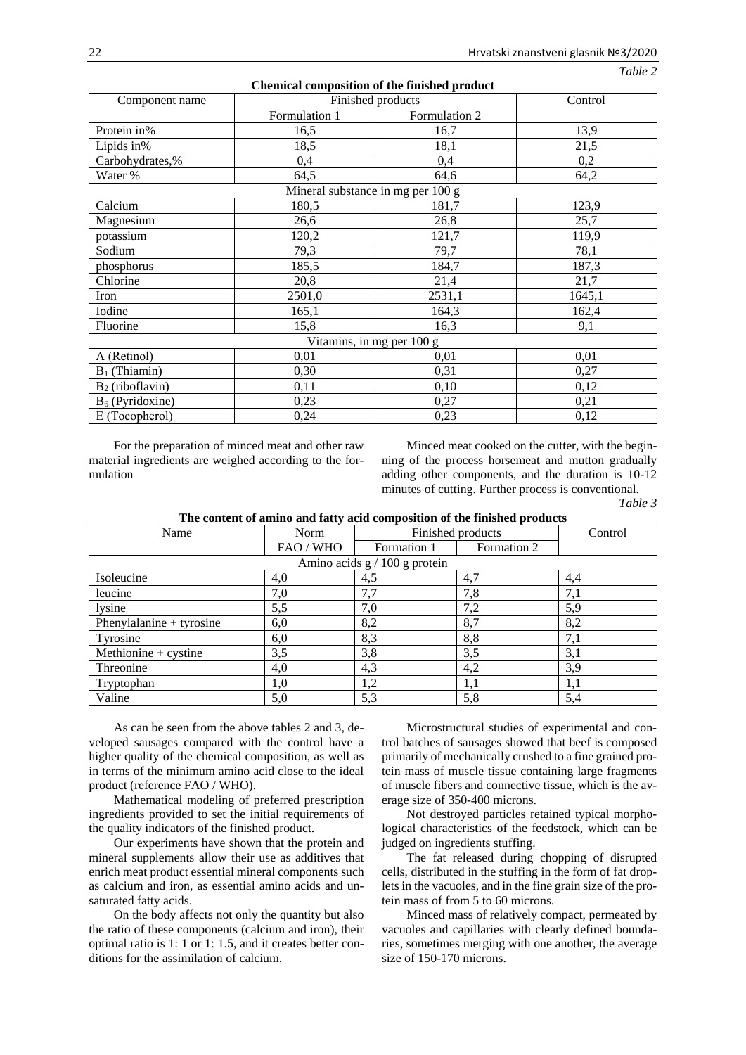*Table 2*

**Chemical composition of the finished product**

| Component name | Finished products | | Control |
|---|---|---|---|
| | Formulation 1 | Formulation 2 | |
| Protein in% | 16,5 | 16,7 | 13,9 |
| Lipids in% | 18,5 | 18,1 | 21,5 |
| Carbohydrates,% | 0,4 | 0,4 | 0,2 |
| Water % | 64,5 | 64,6 | 64,2 |
| Mineral substance in mg per 100 g | | | |
| Calcium | 180,5 | 181,7 | 123,9 |
| Magnesium | 26,6 | 26,8 | 25,7 |
| potassium | 120,2 | 121,7 | 119,9 |
| Sodium | 79,3 | 79,7 | 78,1 |
| phosphorus | 185,5 | 184,7 | 187,3 |
| Chlorine | 20,8 | 21,4 | 21,7 |
| Iron | 2501,0 | 2531,1 | 1645,1 |
| Iodine | 165,1 | 164,3 | 162,4 |
| Fluorine | 15,8 | 16,3 | 9,1 |
| Vitamins, in mg per 100 g | | | |
| A (Retinol) | 0,01 | 0,01 | 0,01 |
| $B_1$ (Thiamin) | 0,30 | 0,31 | 0,27 |
| $B_2$ (riboflavin) | 0,11 | 0,10 | 0,12 |
| $B_6$ (Pyridoxine) | 0,23 | 0,27 | 0,21 |
| E (Tocopherol) | 0,24 | 0,23 | 0,12 |

For the preparation of minced meat and other raw material ingredients are weighed according to the formulation

Minced meat cooked on the cutter, with the beginning of the process horsemeat and mutton gradually adding other components, and the duration is 10-12 minutes of cutting. Further process is conventional.

*Table 3*

**The content of amino and fatty acid composition of the finished products**

| Name | Norm | Finished products | | Control |
|---|---|---|---|---|
| | FAO / WHO | Formation 1 | Formation 2 | |
| Amino acids g / 100 g protein | | | | |
| Isoleucine | 4,0 | 4,5 | 4,7 | 4,4 |
| leucine | 7,0 | 7,7 | 7,8 | 7,1 |
| lysine | 5,5 | 7,0 | 7,2 | 5,9 |
| Phenylalanine + tyrosine | 6,0 | 8,2 | 8,7 | 8,2 |
| Tyrosine | 6,0 | 8,3 | 8,8 | 7,1 |
| Methionine + cystine | 3,5 | 3,8 | 3,5 | 3,1 |
| Threonine | 4,0 | 4,3 | 4,2 | 3,9 |
| Tryptophan | 1,0 | 1,2 | 1,1 | 1,1 |
| Valine | 5,0 | 5,3 | 5,8 | 5,4 |

As can be seen from the above tables 2 and 3, developed sausages compared with the control have a higher quality of the chemical composition, as well as in terms of the minimum amino acid close to the ideal product (reference FAO / WHO).

Mathematical modeling of preferred prescription ingredients provided to set the initial requirements of the quality indicators of the finished product.

Our experiments have shown that the protein and mineral supplements allow their use as additives that enrich meat product essential mineral components such as calcium and iron, as essential amino acids and unsaturated fatty acids.

On the body affects not only the quantity but also the ratio of these components (calcium and iron), their optimal ratio is 1: 1 or 1: 1.5, and it creates better conditions for the assimilation of calcium.

Microstructural studies of experimental and control batches of sausages showed that beef is composed primarily of mechanically crushed to a fine grained protein mass of muscle tissue containing large fragments of muscle fibers and connective tissue, which is the average size of 350-400 microns.

Not destroyed particles retained typical morphological characteristics of the feedstock, which can be judged on ingredients stuffing.

The fat released during chopping of disrupted cells, distributed in the stuffing in the form of fat droplets in the vacuoles, and in the fine grain size of the protein mass of from 5 to 60 microns.

Minced mass of relatively compact, permeated by vacuoles and capillaries with clearly defined boundaries, sometimes merging with one another, the average size of 150-170 microns.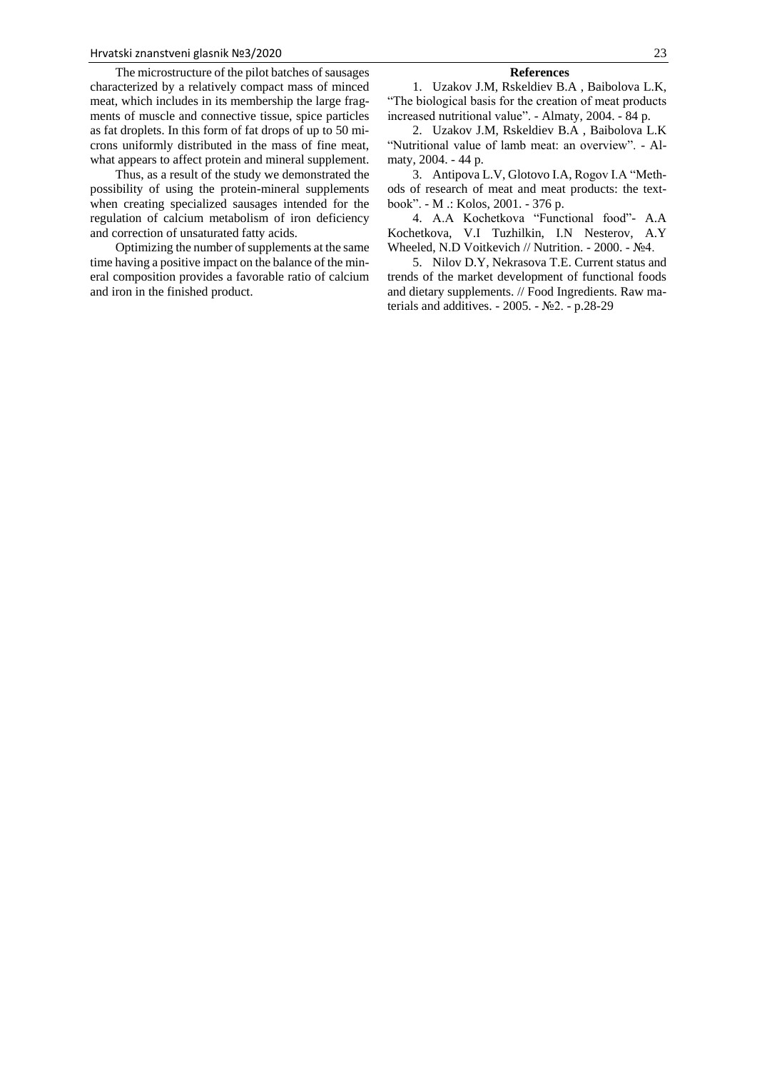The microstructure of the pilot batches of sausages characterized by a relatively compact mass of minced meat, which includes in its membership the large fragments of muscle and connective tissue, spice particles as fat droplets. In this form of fat drops of up to 50 microns uniformly distributed in the mass of fine meat, what appears to affect protein and mineral supplement.

Thus, as a result of the study we demonstrated the possibility of using the protein-mineral supplements when creating specialized sausages intended for the regulation of calcium metabolism of iron deficiency and correction of unsaturated fatty acids.

Optimizing the number of supplements at the same time having a positive impact on the balance of the mineral composition provides a favorable ratio of calcium and iron in the finished product.

**References**

1. Uzakov J.M, Rskeldiev B.A , Baibolova L.K, "The biological basis for the creation of meat products increased nutritional value". - Almaty, 2004. - 84 p.

2. Uzakov J.M, Rskeldiev B.A , Baibolova L.K "Nutritional value of lamb meat: an overview". - Almaty, 2004. - 44 p.

3. Antipova L.V, Glotovo I.A, Rogov I.A "Methods of research of meat and meat products: the textbook". - M .: Kolos, 2001. - 376 p.

4. A.A Kochetkova "Functional food"- A.A Kochetkova, V.I Tuzhilkin, I.N Nesterov, A.Y Wheeled, N.D Voitkevich // Nutrition. - 2000. - №4.

5. Nilov D.Y, Nekrasova T.E. Current status and trends of the market development of functional foods and dietary supplements. // Food Ingredients. Raw materials and additives. - 2005. - №2. - p.28-29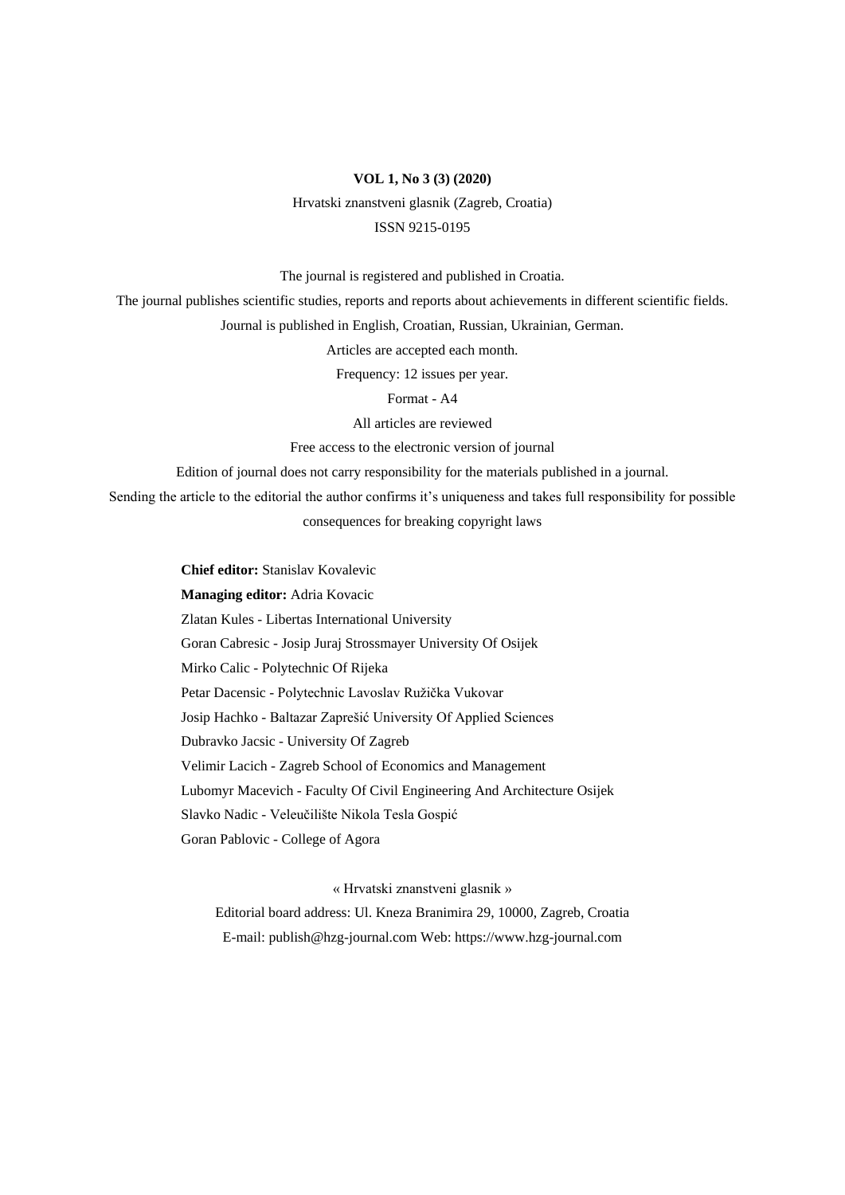**VOL 1, No 3 (3) (2020)**

Hrvatski znanstveni glasnik (Zagreb, Croatia)

ISSN 9215-0195

The journal is registered and published in Croatia.

The journal publishes scientific studies, reports and reports about achievements in different scientific fields.

Journal is published in English, Croatian, Russian, Ukrainian, German.

Articles are accepted each month.

Frequency: 12 issues per year.

Format - A4

All articles are reviewed

Free access to the electronic version of journal

Edition of journal does not carry responsibility for the materials published in a journal.

Sending the article to the editorial the author confirms it's uniqueness and takes full responsibility for possible consequences for breaking copyright laws

**Chief editor:** Stanislav Kovalevic

**Managing editor:** Adria Kovacic

Zlatan Kules - Libertas International University

Goran Cabresic - Josip Juraj Strossmayer University Of Osijek

Mirko Calic - Polytechnic Of Rijeka

Petar Dacensic - Polytechnic Lavoslav Ružička Vukovar

Josip Hachko - Baltazar Zaprešić University Of Applied Sciences

Dubravko Jacsic - University Of Zagreb

Velimir Lacich - Zagreb School of Economics and Management

Lubomyr Macevich - Faculty Of Civil Engineering And Architecture Osijek

Slavko Nadic - Veleučilište Nikola Tesla Gospić

Goran Pablovic - College of Agora

« Hrvatski znanstveni glasnik »

Editorial board address: Ul. Kneza Branimira 29, 10000, Zagreb, Croatia

E-mail: publish@hzg-journal.com Web: https://www.hzg-journal.com